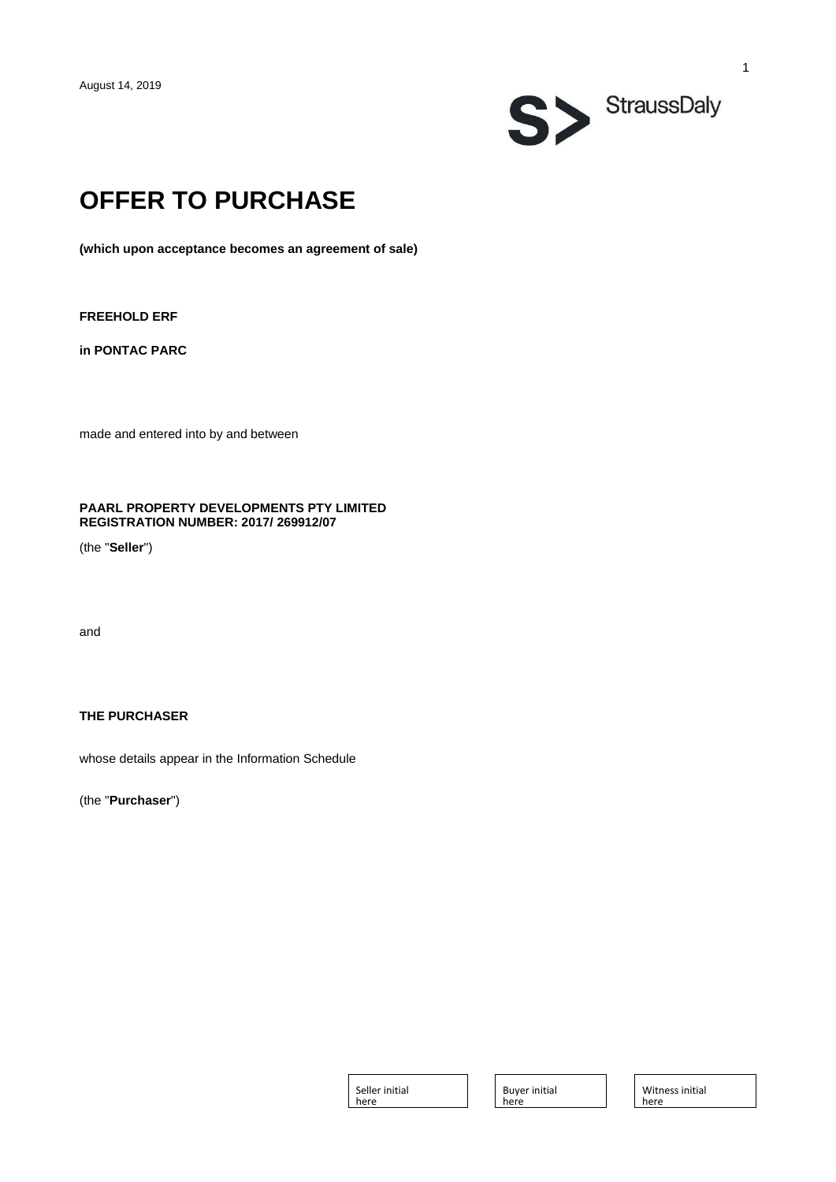August 14, 2019

StraussDaly

# OFFER TO PURCHASE

**(which upon acceptance becomes an agreement of sale)**

**FREEHOLD ERF**

**in PONTAC PARC**

made and entered into by and between

**PAARL PROPERTY DEVELOPMENTS PTY LIMITED**
**REGISTRATION NUMBER: 2017/ 269912/07**

(the "**Seller**")

and

**THE PURCHASER**

whose details appear in the Information Schedule

(the "**Purchaser**")

| Seller initial here | Buyer initial here | Witness initial here |
|---|---|---|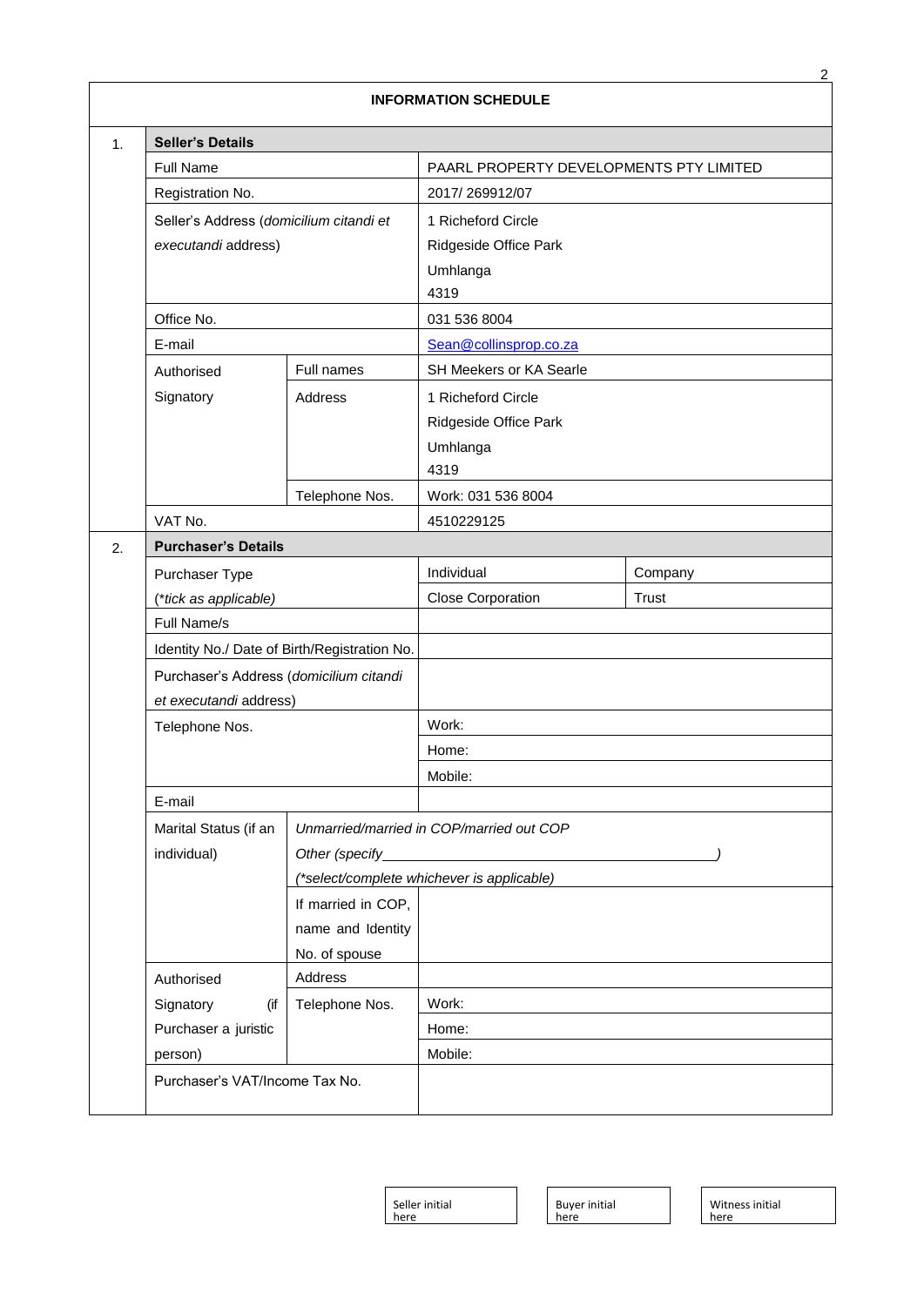## INFORMATION SCHEDULE

| | | | | |
|---|---|---|---|---|
| 1. | **Seller's Details** | | | |
| | Full Name | | PAARL PROPERTY DEVELOPMENTS PTY LIMITED | |
| | Registration No. | | 2017/ 269912/07 | |
| | Seller's Address (*domicilium citandi et executandi* address) | | 1 Richeford Circle<br>Ridgeside Office Park<br>Umhlanga<br>4319 | |
| | Office No. | | 031 536 8004 | |
| | E-mail | | Sean@collinsprop.co.za | |
| | Authorised Signatory | Full names | SH Meekers or KA Searle | |
| | | Address | 1 Richeford Circle<br>Ridgeside Office Park<br>Umhlanga<br>4319 | |
| | | Telephone Nos. | Work: 031 536 8004 | |
| | VAT No. | | 4510229125 | |
| 2. | **Purchaser's Details** | | | |
| | Purchaser Type<br>(*tick as applicable) | | Individual | Company |
| | | | Close Corporation | Trust |
| | Full Name/s | | | |
| | Identity No./ Date of Birth/Registration No. | | | |
| | Purchaser's Address (*domicilium citandi et executandi* address) | | | |
| | Telephone Nos. | | Work: | |
| | | | Home: | |
| | | | Mobile: | |
| | E-mail | | | |
| | Marital Status (if an individual) | *Unmarried/married in COP/married out COP*<br>*Other (specify\_\_\_\_\_\_\_\_\_\_\_\_\_\_\_\_\_\_\_\_\_\_\_\_)*<br>*(*select/complete whichever is applicable)* | | |
| | | If married in COP, name and Identity No. of spouse | | |
| | Authorised Signatory (if Purchaser a juristic person) | Address | | |
| | | Telephone Nos. | Work: | |
| | | | Home: | |
| | | | Mobile: | |
| | Purchaser's VAT/Income Tax No. | | | |

Seller initial here | Buyer initial here | Witness initial here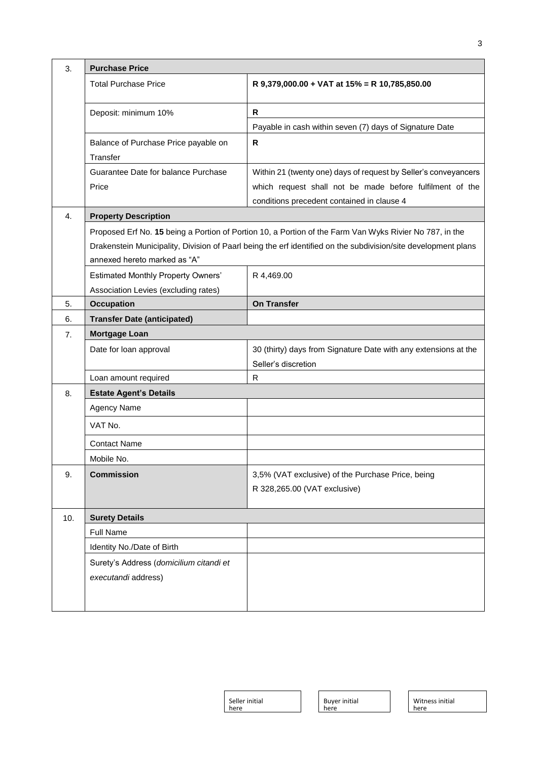| 3. | **Purchase Price** | |
|---|---|---|
| | Total Purchase Price | **R 9,379,000.00 + VAT at 15% = R 10,785,850.00** |
| | Deposit: minimum 10% | **R** |
| | | Payable in cash within seven (7) days of Signature Date |
| | Balance of Purchase Price payable on Transfer | **R** |
| | Guarantee Date for balance Purchase Price | Within 21 (twenty one) days of request by Seller's conveyancers which request shall not be made before fulfilment of the conditions precedent contained in clause 4 |
| 4. | **Property Description** | |
| | Proposed Erf No. **15** being a Portion of Portion 10, a Portion of the Farm Van Wyks Rivier No 787, in the Drakenstein Municipality, Division of Paarl being the erf identified on the subdivision/site development plans annexed hereto marked as "A" | |
| | Estimated Monthly Property Owners' Association Levies (excluding rates) | R 4,469.00 |
| 5. | **Occupation** | **On Transfer** |
| 6. | **Transfer Date (anticipated)** | |
| 7. | **Mortgage Loan** | |
| | Date for loan approval | 30 (thirty) days from Signature Date with any extensions at the Seller's discretion |
| | Loan amount required | R |
| 8. | **Estate Agent's Details** | |
| | Agency Name | |
| | VAT No. | |
| | Contact Name | |
| | Mobile No. | |
| 9. | **Commission** | 3,5% (VAT exclusive) of the Purchase Price, being R 328,265.00 (VAT exclusive) |
| 10. | **Surety Details** | |
| | Full Name | |
| | Identity No./Date of Birth | |
| | Surety's Address (*domicilium citandi et executandi* address) | |

| Seller initial here | Buyer initial here | Witness initial here |
|---|---|---|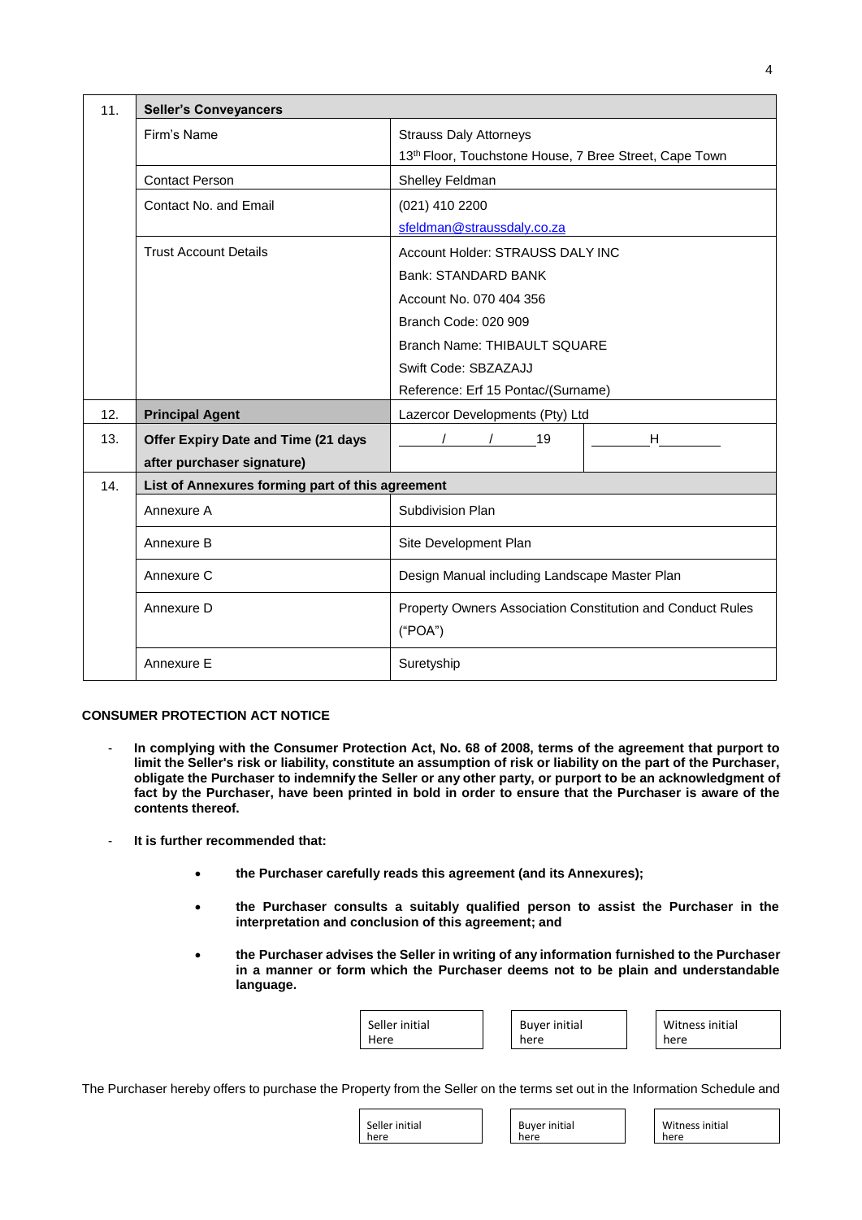| 11. | **Seller's Conveyancers** | | |
|---|---|---|---|
| | Firm's Name | Strauss Daly Attorneys<br>13th Floor, Touchstone House, 7 Bree Street, Cape Town | |
| | Contact Person | Shelley Feldman | |
| | Contact No. and Email | (021) 410 2200<br>sfeldman@straussdaly.co.za | |
| | Trust Account Details | Account Holder: STRAUSS DALY INC<br>Bank: STANDARD BANK<br>Account No. 070 404 356<br>Branch Code: 020 909<br>Branch Name: THIBAULT SQUARE<br>Swift Code: SBZAZAJJ<br>Reference: Erf 15 Pontac/(Surname) | |
| 12. | **Principal Agent** | Lazercor Developments (Pty) Ltd | |
| 13. | **Offer Expiry Date and Time (21 days after purchaser signature)** | ____/____/____19 | ________H________ |
| 14. | **List of Annexures forming part of this agreement** | | |
| | Annexure A | Subdivision Plan | |
| | Annexure B | Site Development Plan | |
| | Annexure C | Design Manual including Landscape Master Plan | |
| | Annexure D | Property Owners Association Constitution and Conduct Rules ("POA") | |
| | Annexure E | Suretyship | |

**CONSUMER PROTECTION ACT NOTICE**

- **In complying with the Consumer Protection Act, No. 68 of 2008, terms of the agreement that purport to limit the Seller's risk or liability, constitute an assumption of risk or liability on the part of the Purchaser, obligate the Purchaser to indemnify the Seller or any other party, or purport to be an acknowledgment of fact by the Purchaser, have been printed in bold in order to ensure that the Purchaser is aware of the contents thereof.**

- **It is further recommended that:**

  - **the Purchaser carefully reads this agreement (and its Annexures);**
  - **the Purchaser consults a suitably qualified person to assist the Purchaser in the interpretation and conclusion of this agreement; and**
  - **the Purchaser advises the Seller in writing of any information furnished to the Purchaser in a manner or form which the Purchaser deems not to be plain and understandable language.**

| Seller initial Here | Buyer initial here | Witness initial here |
|---|---|---|

The Purchaser hereby offers to purchase the Property from the Seller on the terms set out in the Information Schedule and

| Seller initial here | Buyer initial here | Witness initial here |
|---|---|---|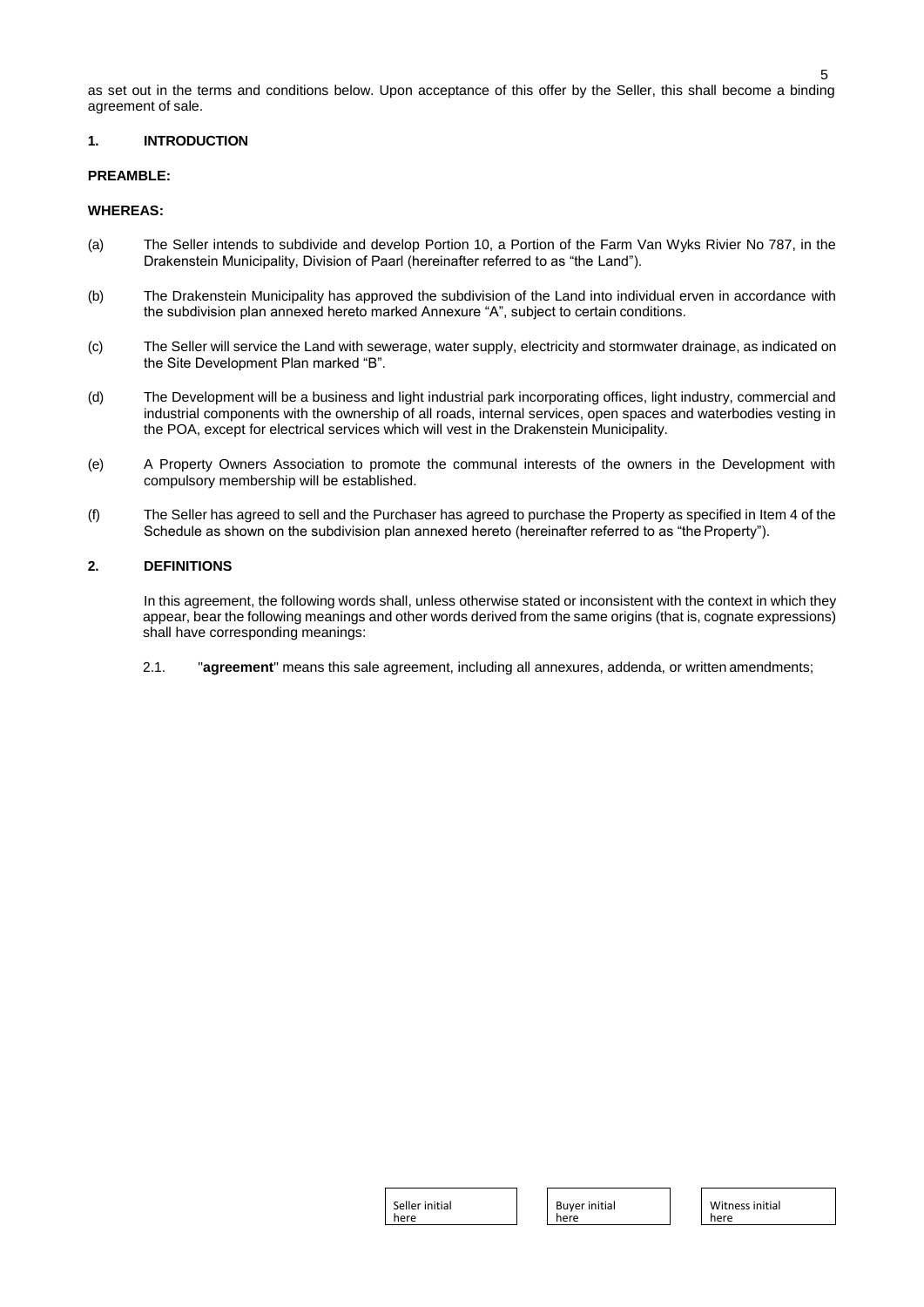as set out in the terms and conditions below. Upon acceptance of this offer by the Seller, this shall become a binding agreement of sale.

**1. INTRODUCTION**

**PREAMBLE:**

**WHEREAS:**

(a) The Seller intends to subdivide and develop Portion 10, a Portion of the Farm Van Wyks Rivier No 787, in the Drakenstein Municipality, Division of Paarl (hereinafter referred to as "the Land").

(b) The Drakenstein Municipality has approved the subdivision of the Land into individual erven in accordance with the subdivision plan annexed hereto marked Annexure "A", subject to certain conditions.

(c) The Seller will service the Land with sewerage, water supply, electricity and stormwater drainage, as indicated on the Site Development Plan marked "B".

(d) The Development will be a business and light industrial park incorporating offices, light industry, commercial and industrial components with the ownership of all roads, internal services, open spaces and waterbodies vesting in the POA, except for electrical services which will vest in the Drakenstein Municipality.

(e) A Property Owners Association to promote the communal interests of the owners in the Development with compulsory membership will be established.

(f) The Seller has agreed to sell and the Purchaser has agreed to purchase the Property as specified in Item 4 of the Schedule as shown on the subdivision plan annexed hereto (hereinafter referred to as "the Property").

**2. DEFINITIONS**

In this agreement, the following words shall, unless otherwise stated or inconsistent with the context in which they appear, bear the following meanings and other words derived from the same origins (that is, cognate expressions) shall have corresponding meanings:

2.1. "**agreement**" means this sale agreement, including all annexures, addenda, or written amendments;

| Seller initial here | Buyer initial here | Witness initial here |
|---|---|---|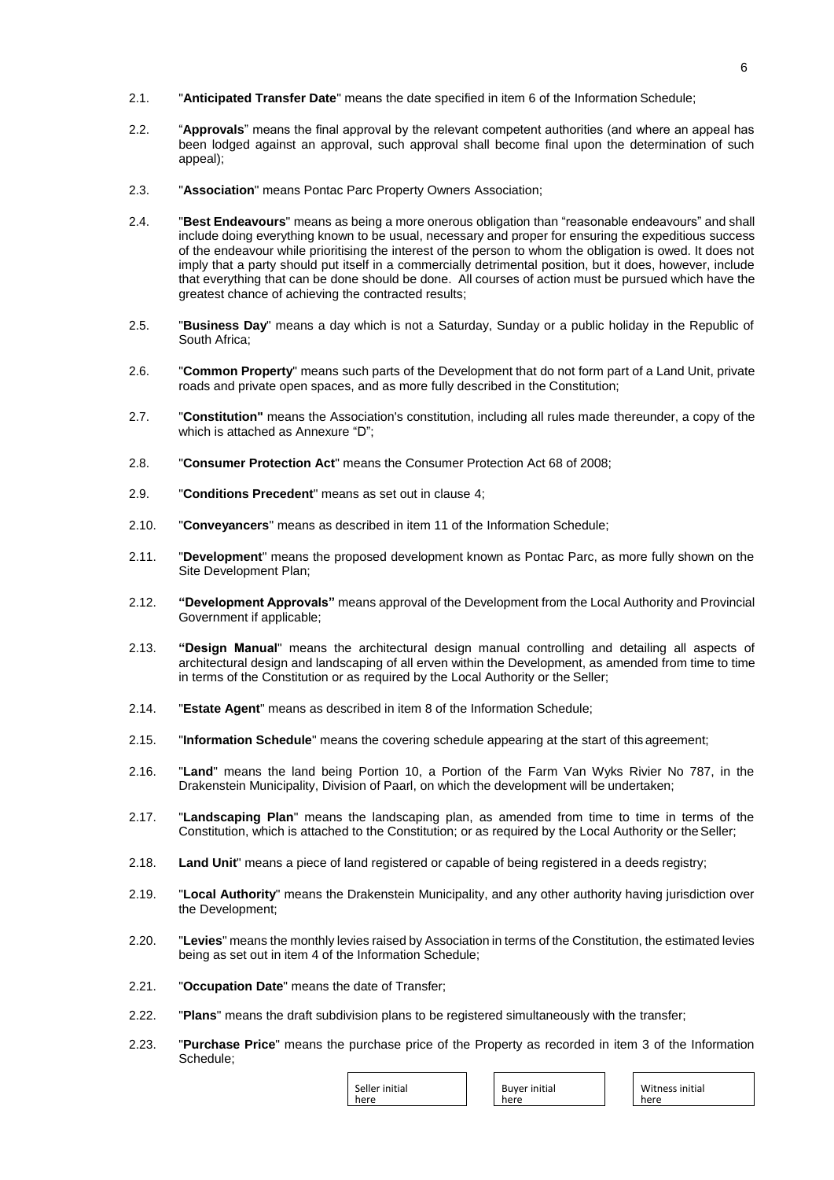2.1. "**Anticipated Transfer Date**" means the date specified in item 6 of the Information Schedule;

2.2. "**Approvals**" means the final approval by the relevant competent authorities (and where an appeal has been lodged against an approval, such approval shall become final upon the determination of such appeal);

2.3. "**Association**" means Pontac Parc Property Owners Association;

2.4. "**Best Endeavours**" means as being a more onerous obligation than "reasonable endeavours" and shall include doing everything known to be usual, necessary and proper for ensuring the expeditious success of the endeavour while prioritising the interest of the person to whom the obligation is owed. It does not imply that a party should put itself in a commercially detrimental position, but it does, however, include that everything that can be done should be done. All courses of action must be pursued which have the greatest chance of achieving the contracted results;

2.5. "**Business Day**" means a day which is not a Saturday, Sunday or a public holiday in the Republic of South Africa;

2.6. "**Common Property**" means such parts of the Development that do not form part of a Land Unit, private roads and private open spaces, and as more fully described in the Constitution;

2.7. "**Constitution"** means the Association's constitution, including all rules made thereunder, a copy of the which is attached as Annexure "D";

2.8. "**Consumer Protection Act**" means the Consumer Protection Act 68 of 2008;

2.9. "**Conditions Precedent**" means as set out in clause 4;

2.10. "**Conveyancers**" means as described in item 11 of the Information Schedule;

2.11. "**Development**" means the proposed development known as Pontac Parc, as more fully shown on the Site Development Plan;

2.12. **"Development Approvals"** means approval of the Development from the Local Authority and Provincial Government if applicable;

2.13. **"Design Manual**" means the architectural design manual controlling and detailing all aspects of architectural design and landscaping of all erven within the Development, as amended from time to time in terms of the Constitution or as required by the Local Authority or the Seller;

2.14. "**Estate Agent**" means as described in item 8 of the Information Schedule;

2.15. "**Information Schedule**" means the covering schedule appearing at the start of this agreement;

2.16. "**Land**" means the land being Portion 10, a Portion of the Farm Van Wyks Rivier No 787, in the Drakenstein Municipality, Division of Paarl, on which the development will be undertaken;

2.17. "**Landscaping Plan**" means the landscaping plan, as amended from time to time in terms of the Constitution, which is attached to the Constitution; or as required by the Local Authority or the Seller;

2.18. **Land Unit**" means a piece of land registered or capable of being registered in a deeds registry;

2.19. "**Local Authority**" means the Drakenstein Municipality, and any other authority having jurisdiction over the Development;

2.20. "**Levies**" means the monthly levies raised by Association in terms of the Constitution, the estimated levies being as set out in item 4 of the Information Schedule;

2.21. "**Occupation Date**" means the date of Transfer;

2.22. "**Plans**" means the draft subdivision plans to be registered simultaneously with the transfer;

2.23. "**Purchase Price**" means the purchase price of the Property as recorded in item 3 of the Information Schedule;

| Seller initial here | Buyer initial here | Witness initial here |
|---|---|---|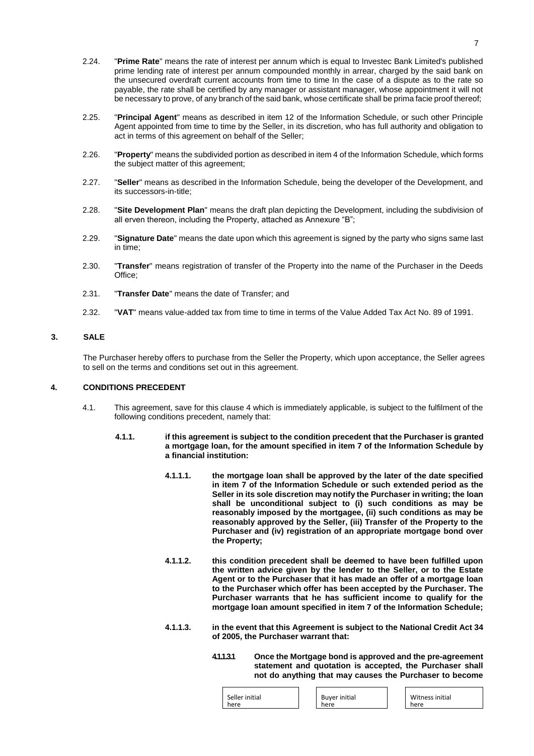2.24. "**Prime Rate**" means the rate of interest per annum which is equal to Investec Bank Limited's published prime lending rate of interest per annum compounded monthly in arrear, charged by the said bank on the unsecured overdraft current accounts from time to time In the case of a dispute as to the rate so payable, the rate shall be certified by any manager or assistant manager, whose appointment it will not be necessary to prove, of any branch of the said bank, whose certificate shall be prima facie proof thereof;

2.25. "**Principal Agent**" means as described in item 12 of the Information Schedule, or such other Principle Agent appointed from time to time by the Seller, in its discretion, who has full authority and obligation to act in terms of this agreement on behalf of the Seller;

2.26. "**Property**" means the subdivided portion as described in item 4 of the Information Schedule, which forms the subject matter of this agreement;

2.27. "**Seller**" means as described in the Information Schedule, being the developer of the Development, and its successors-in-title;

2.28. "**Site Development Plan**" means the draft plan depicting the Development, including the subdivision of all erven thereon, including the Property, attached as Annexure "B";

2.29. "**Signature Date**" means the date upon which this agreement is signed by the party who signs same last in time;

2.30. "**Transfer**" means registration of transfer of the Property into the name of the Purchaser in the Deeds Office;

2.31. "**Transfer Date**" means the date of Transfer; and

2.32. "**VAT**" means value-added tax from time to time in terms of the Value Added Tax Act No. 89 of 1991.

## 3. SALE

The Purchaser hereby offers to purchase from the Seller the Property, which upon acceptance, the Seller agrees to sell on the terms and conditions set out in this agreement.

## 4. CONDITIONS PRECEDENT

4.1. This agreement, save for this clause 4 which is immediately applicable, is subject to the fulfilment of the following conditions precedent, namely that:

**4.1.1. if this agreement is subject to the condition precedent that the Purchaser is granted a mortgage loan, for the amount specified in item 7 of the Information Schedule by a financial institution:**

**4.1.1.1. the mortgage loan shall be approved by the later of the date specified in item 7 of the Information Schedule or such extended period as the Seller in its sole discretion may notify the Purchaser in writing; the loan shall be unconditional subject to (i) such conditions as may be reasonably imposed by the mortgagee, (ii) such conditions as may be reasonably approved by the Seller, (iii) Transfer of the Property to the Purchaser and (iv) registration of an appropriate mortgage bond over the Property;**

**4.1.1.2. this condition precedent shall be deemed to have been fulfilled upon the written advice given by the lender to the Seller, or to the Estate Agent or to the Purchaser that it has made an offer of a mortgage loan to the Purchaser which offer has been accepted by the Purchaser. The Purchaser warrants that he has sufficient income to qualify for the mortgage loan amount specified in item 7 of the Information Schedule;**

**4.1.1.3. in the event that this Agreement is subject to the National Credit Act 34 of 2005, the Purchaser warrant that:**

**4.1.1.3.1 Once the Mortgage bond is approved and the pre-agreement statement and quotation is accepted, the Purchaser shall not do anything that may causes the Purchaser to become**

| Seller initial here | Buyer initial here | Witness initial here |
|---|---|---|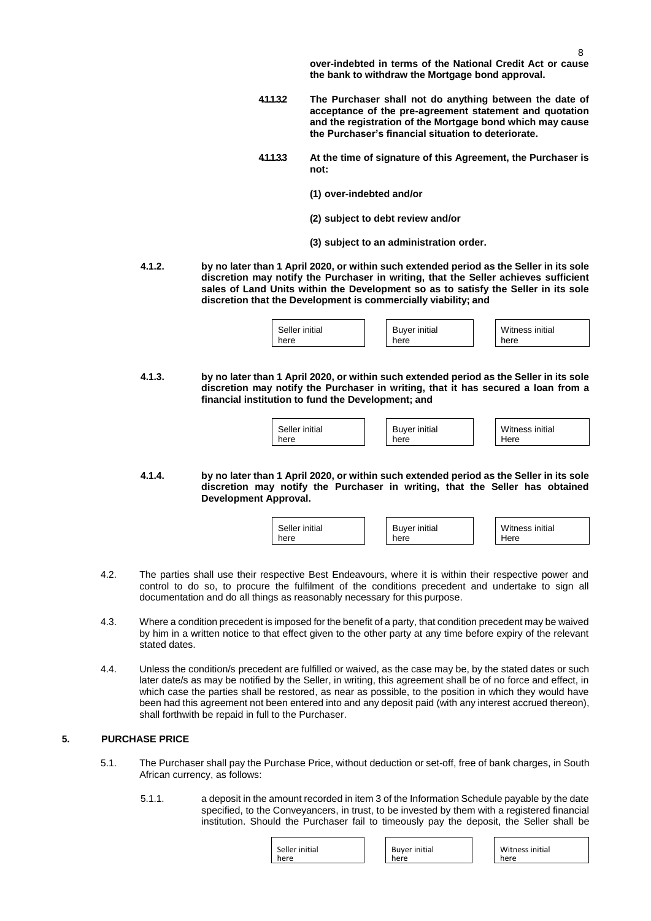**over-indebted in terms of the National Credit Act or cause the bank to withdraw the Mortgage bond approval.**

**4.1.1.3.2** **The Purchaser shall not do anything between the date of acceptance of the pre-agreement statement and quotation and the registration of the Mortgage bond which may cause the Purchaser's financial situation to deteriorate.**

**4.1.1.3.3** **At the time of signature of this Agreement, the Purchaser is not:**

**(1) over-indebted and/or**

**(2) subject to debt review and/or**

**(3) subject to an administration order.**

**4.1.2.** **by no later than 1 April 2020, or within such extended period as the Seller in its sole discretion may notify the Purchaser in writing, that the Seller achieves sufficient sales of Land Units within the Development so as to satisfy the Seller in its sole discretion that the Development is commercially viability; and**

| Seller initial here | Buyer initial here | Witness initial here |
|---|---|---|

**4.1.3.** **by no later than 1 April 2020, or within such extended period as the Seller in its sole discretion may notify the Purchaser in writing, that it has secured a loan from a financial institution to fund the Development; and**

| Seller initial here | Buyer initial here | Witness initial Here |
|---|---|---|

**4.1.4.** **by no later than 1 April 2020, or within such extended period as the Seller in its sole discretion may notify the Purchaser in writing, that the Seller has obtained Development Approval.**

| Seller initial here | Buyer initial here | Witness initial Here |
|---|---|---|

4.2. The parties shall use their respective Best Endeavours, where it is within their respective power and control to do so, to procure the fulfilment of the conditions precedent and undertake to sign all documentation and do all things as reasonably necessary for this purpose.

4.3. Where a condition precedent is imposed for the benefit of a party, that condition precedent may be waived by him in a written notice to that effect given to the other party at any time before expiry of the relevant stated dates.

4.4. Unless the condition/s precedent are fulfilled or waived, as the case may be, by the stated dates or such later date/s as may be notified by the Seller, in writing, this agreement shall be of no force and effect, in which case the parties shall be restored, as near as possible, to the position in which they would have been had this agreement not been entered into and any deposit paid (with any interest accrued thereon), shall forthwith be repaid in full to the Purchaser.

## 5. PURCHASE PRICE

5.1. The Purchaser shall pay the Purchase Price, without deduction or set-off, free of bank charges, in South African currency, as follows:

5.1.1. a deposit in the amount recorded in item 3 of the Information Schedule payable by the date specified, to the Conveyancers, in trust, to be invested by them with a registered financial institution. Should the Purchaser fail to timeously pay the deposit, the Seller shall be

| Seller initial here | Buyer initial here | Witness initial here |
|---|---|---|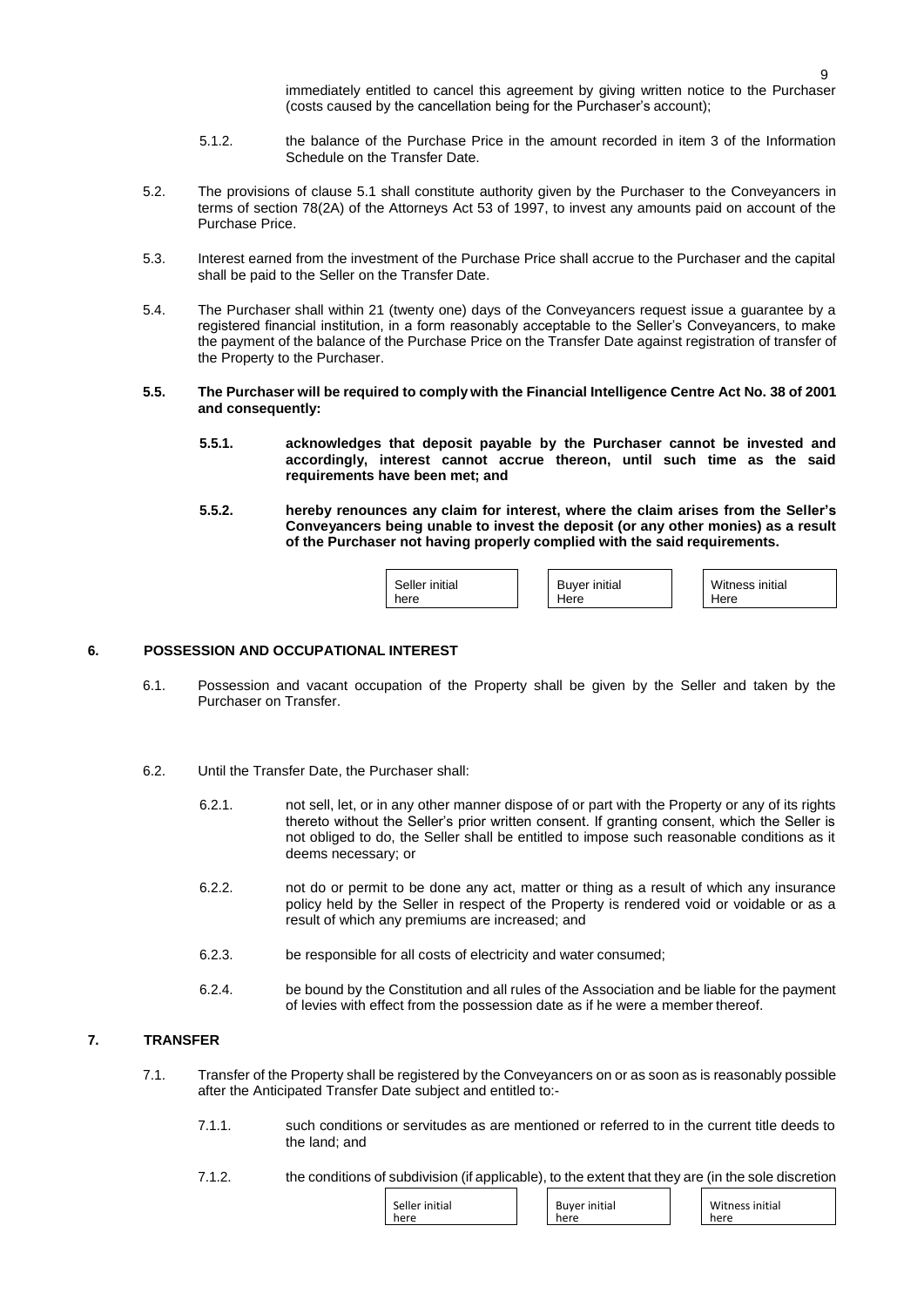immediately entitled to cancel this agreement by giving written notice to the Purchaser (costs caused by the cancellation being for the Purchaser's account);

5.1.2. the balance of the Purchase Price in the amount recorded in item 3 of the Information Schedule on the Transfer Date.

5.2. The provisions of clause 5.1 shall constitute authority given by the Purchaser to the Conveyancers in terms of section 78(2A) of the Attorneys Act 53 of 1997, to invest any amounts paid on account of the Purchase Price.

5.3. Interest earned from the investment of the Purchase Price shall accrue to the Purchaser and the capital shall be paid to the Seller on the Transfer Date.

5.4. The Purchaser shall within 21 (twenty one) days of the Conveyancers request issue a guarantee by a registered financial institution, in a form reasonably acceptable to the Seller's Conveyancers, to make the payment of the balance of the Purchase Price on the Transfer Date against registration of transfer of the Property to the Purchaser.

**5.5. The Purchaser will be required to comply with the Financial Intelligence Centre Act No. 38 of 2001 and consequently:**

**5.5.1. acknowledges that deposit payable by the Purchaser cannot be invested and accordingly, interest cannot accrue thereon, until such time as the said requirements have been met; and**

**5.5.2. hereby renounces any claim for interest, where the claim arises from the Seller's Conveyancers being unable to invest the deposit (or any other monies) as a result of the Purchaser not having properly complied with the said requirements.**

| Seller initial here | Buyer initial Here | Witness initial Here |
|---|---|---|

## 6. POSSESSION AND OCCUPATIONAL INTEREST

6.1. Possession and vacant occupation of the Property shall be given by the Seller and taken by the Purchaser on Transfer.

6.2. Until the Transfer Date, the Purchaser shall:

6.2.1. not sell, let, or in any other manner dispose of or part with the Property or any of its rights thereto without the Seller's prior written consent. If granting consent, which the Seller is not obliged to do, the Seller shall be entitled to impose such reasonable conditions as it deems necessary; or

6.2.2. not do or permit to be done any act, matter or thing as a result of which any insurance policy held by the Seller in respect of the Property is rendered void or voidable or as a result of which any premiums are increased; and

6.2.3. be responsible for all costs of electricity and water consumed;

6.2.4. be bound by the Constitution and all rules of the Association and be liable for the payment of levies with effect from the possession date as if he were a member thereof.

## 7. TRANSFER

7.1. Transfer of the Property shall be registered by the Conveyancers on or as soon as is reasonably possible after the Anticipated Transfer Date subject and entitled to:-

7.1.1. such conditions or servitudes as are mentioned or referred to in the current title deeds to the land; and

7.1.2. the conditions of subdivision (if applicable), to the extent that they are (in the sole discretion

| Seller initial here | Buyer initial here | Witness initial here |
|---|---|---|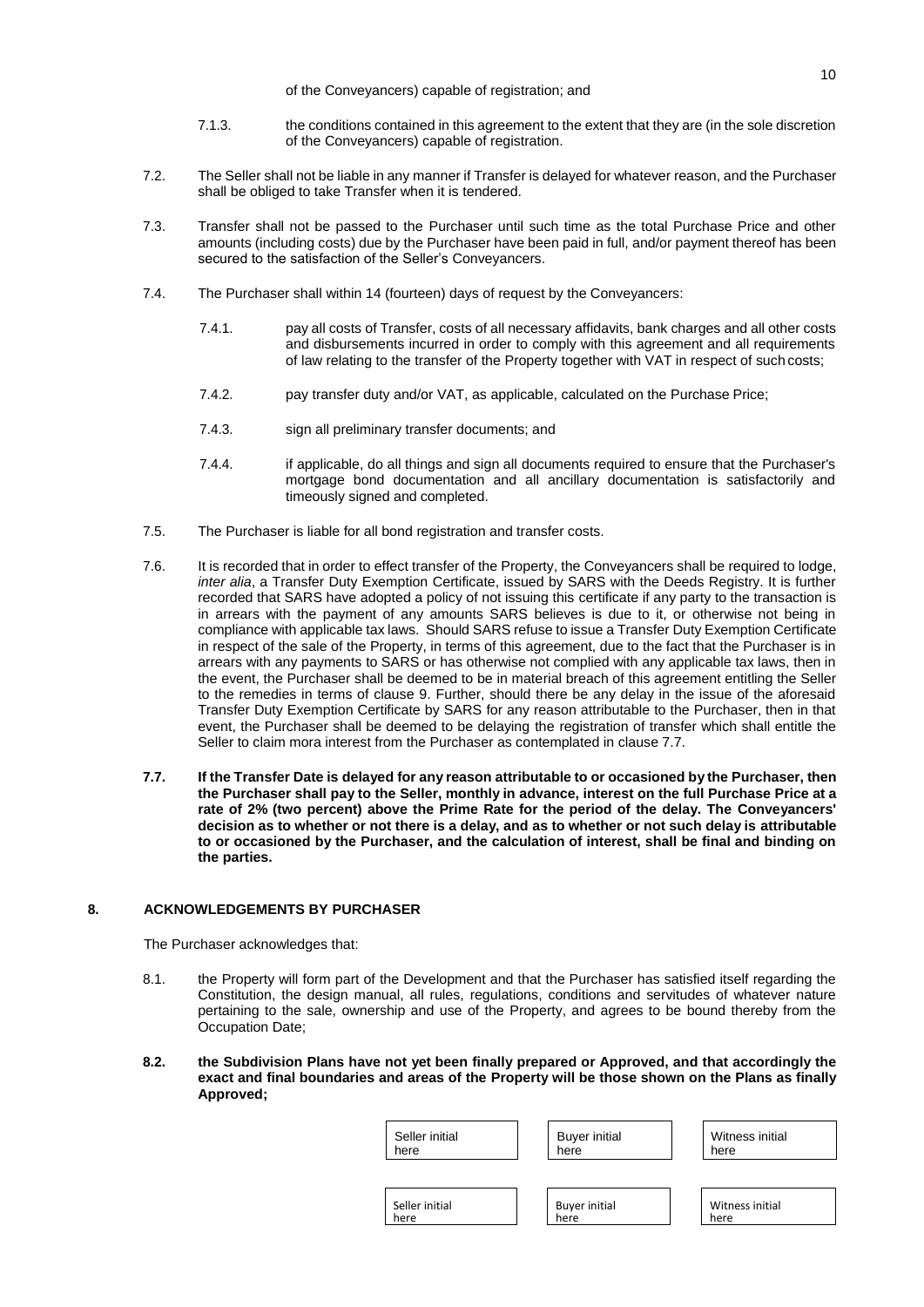of the Conveyancers) capable of registration; and

7.1.3. the conditions contained in this agreement to the extent that they are (in the sole discretion of the Conveyancers) capable of registration.

7.2. The Seller shall not be liable in any manner if Transfer is delayed for whatever reason, and the Purchaser shall be obliged to take Transfer when it is tendered.

7.3. Transfer shall not be passed to the Purchaser until such time as the total Purchase Price and other amounts (including costs) due by the Purchaser have been paid in full, and/or payment thereof has been secured to the satisfaction of the Seller's Conveyancers.

7.4. The Purchaser shall within 14 (fourteen) days of request by the Conveyancers:

7.4.1. pay all costs of Transfer, costs of all necessary affidavits, bank charges and all other costs and disbursements incurred in order to comply with this agreement and all requirements of law relating to the transfer of the Property together with VAT in respect of such costs;

7.4.2. pay transfer duty and/or VAT, as applicable, calculated on the Purchase Price;

7.4.3. sign all preliminary transfer documents; and

7.4.4. if applicable, do all things and sign all documents required to ensure that the Purchaser's mortgage bond documentation and all ancillary documentation is satisfactorily and timeously signed and completed.

7.5. The Purchaser is liable for all bond registration and transfer costs.

7.6. It is recorded that in order to effect transfer of the Property, the Conveyancers shall be required to lodge, *inter alia*, a Transfer Duty Exemption Certificate, issued by SARS with the Deeds Registry. It is further recorded that SARS have adopted a policy of not issuing this certificate if any party to the transaction is in arrears with the payment of any amounts SARS believes is due to it, or otherwise not being in compliance with applicable tax laws. Should SARS refuse to issue a Transfer Duty Exemption Certificate in respect of the sale of the Property, in terms of this agreement, due to the fact that the Purchaser is in arrears with any payments to SARS or has otherwise not complied with any applicable tax laws, then in the event, the Purchaser shall be deemed to be in material breach of this agreement entitling the Seller to the remedies in terms of clause 9. Further, should there be any delay in the issue of the aforesaid Transfer Duty Exemption Certificate by SARS for any reason attributable to the Purchaser, then in that event, the Purchaser shall be deemed to be delaying the registration of transfer which shall entitle the Seller to claim mora interest from the Purchaser as contemplated in clause 7.7.

**7.7. If the Transfer Date is delayed for any reason attributable to or occasioned by the Purchaser, then the Purchaser shall pay to the Seller, monthly in advance, interest on the full Purchase Price at a rate of 2% (two percent) above the Prime Rate for the period of the delay. The Conveyancers' decision as to whether or not there is a delay, and as to whether or not such delay is attributable to or occasioned by the Purchaser, and the calculation of interest, shall be final and binding on the parties.**

## 8. ACKNOWLEDGEMENTS BY PURCHASER

The Purchaser acknowledges that:

8.1. the Property will form part of the Development and that the Purchaser has satisfied itself regarding the Constitution, the design manual, all rules, regulations, conditions and servitudes of whatever nature pertaining to the sale, ownership and use of the Property, and agrees to be bound thereby from the Occupation Date;

**8.2. the Subdivision Plans have not yet been finally prepared or Approved, and that accordingly the exact and final boundaries and areas of the Property will be those shown on the Plans as finally Approved;**

| Seller initial here | Buyer initial here | Witness initial here |
|---|---|---|
| Seller initial here | Buyer initial here | Witness initial here |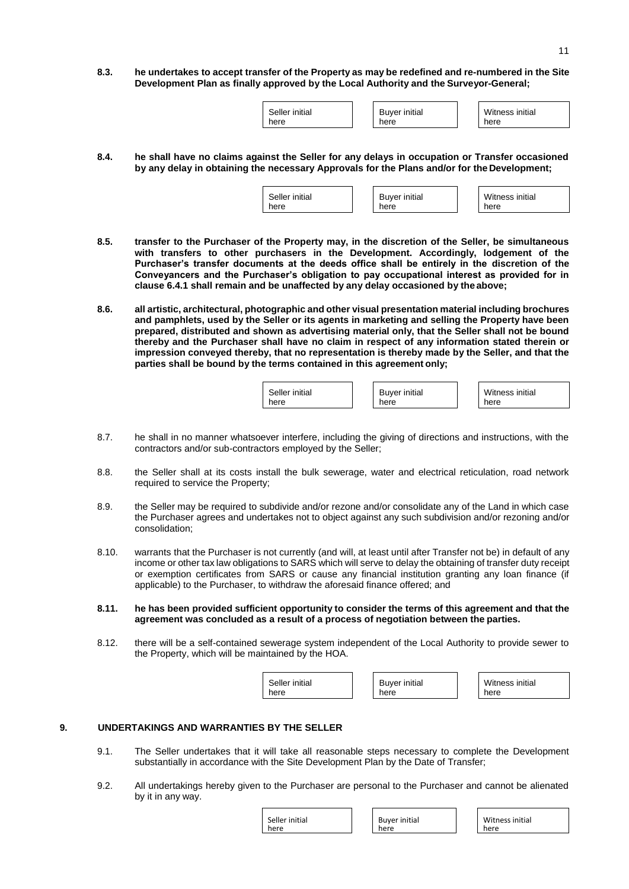**8.3. he undertakes to accept transfer of the Property as may be redefined and re-numbered in the Site Development Plan as finally approved by the Local Authority and the Surveyor-General;**

| Seller initial here | Buyer initial here | Witness initial here |
|---|---|---|

**8.4. he shall have no claims against the Seller for any delays in occupation or Transfer occasioned by any delay in obtaining the necessary Approvals for the Plans and/or for the Development;**

| Seller initial here | Buyer initial here | Witness initial here |
|---|---|---|

**8.5. transfer to the Purchaser of the Property may, in the discretion of the Seller, be simultaneous with transfers to other purchasers in the Development. Accordingly, lodgement of the Purchaser's transfer documents at the deeds office shall be entirely in the discretion of the Conveyancers and the Purchaser's obligation to pay occupational interest as provided for in clause 6.4.1 shall remain and be unaffected by any delay occasioned by the above;**

**8.6. all artistic, architectural, photographic and other visual presentation material including brochures and pamphlets, used by the Seller or its agents in marketing and selling the Property have been prepared, distributed and shown as advertising material only, that the Seller shall not be bound thereby and the Purchaser shall have no claim in respect of any information stated therein or impression conveyed thereby, that no representation is thereby made by the Seller, and that the parties shall be bound by the terms contained in this agreement only;**

| Seller initial here | Buyer initial here | Witness initial here |
|---|---|---|

8.7. he shall in no manner whatsoever interfere, including the giving of directions and instructions, with the contractors and/or sub-contractors employed by the Seller;

8.8. the Seller shall at its costs install the bulk sewerage, water and electrical reticulation, road network required to service the Property;

8.9. the Seller may be required to subdivide and/or rezone and/or consolidate any of the Land in which case the Purchaser agrees and undertakes not to object against any such subdivision and/or rezoning and/or consolidation;

8.10. warrants that the Purchaser is not currently (and will, at least until after Transfer not be) in default of any income or other tax law obligations to SARS which will serve to delay the obtaining of transfer duty receipt or exemption certificates from SARS or cause any financial institution granting any loan finance (if applicable) to the Purchaser, to withdraw the aforesaid finance offered; and

**8.11. he has been provided sufficient opportunity to consider the terms of this agreement and that the agreement was concluded as a result of a process of negotiation between the parties.**

8.12. there will be a self-contained sewerage system independent of the Local Authority to provide sewer to the Property, which will be maintained by the HOA.

| Seller initial here | Buyer initial here | Witness initial here |
|---|---|---|

## 9. UNDERTAKINGS AND WARRANTIES BY THE SELLER

9.1. The Seller undertakes that it will take all reasonable steps necessary to complete the Development substantially in accordance with the Site Development Plan by the Date of Transfer;

9.2. All undertakings hereby given to the Purchaser are personal to the Purchaser and cannot be alienated by it in any way.

| Seller initial here | Buyer initial here | Witness initial here |
|---|---|---|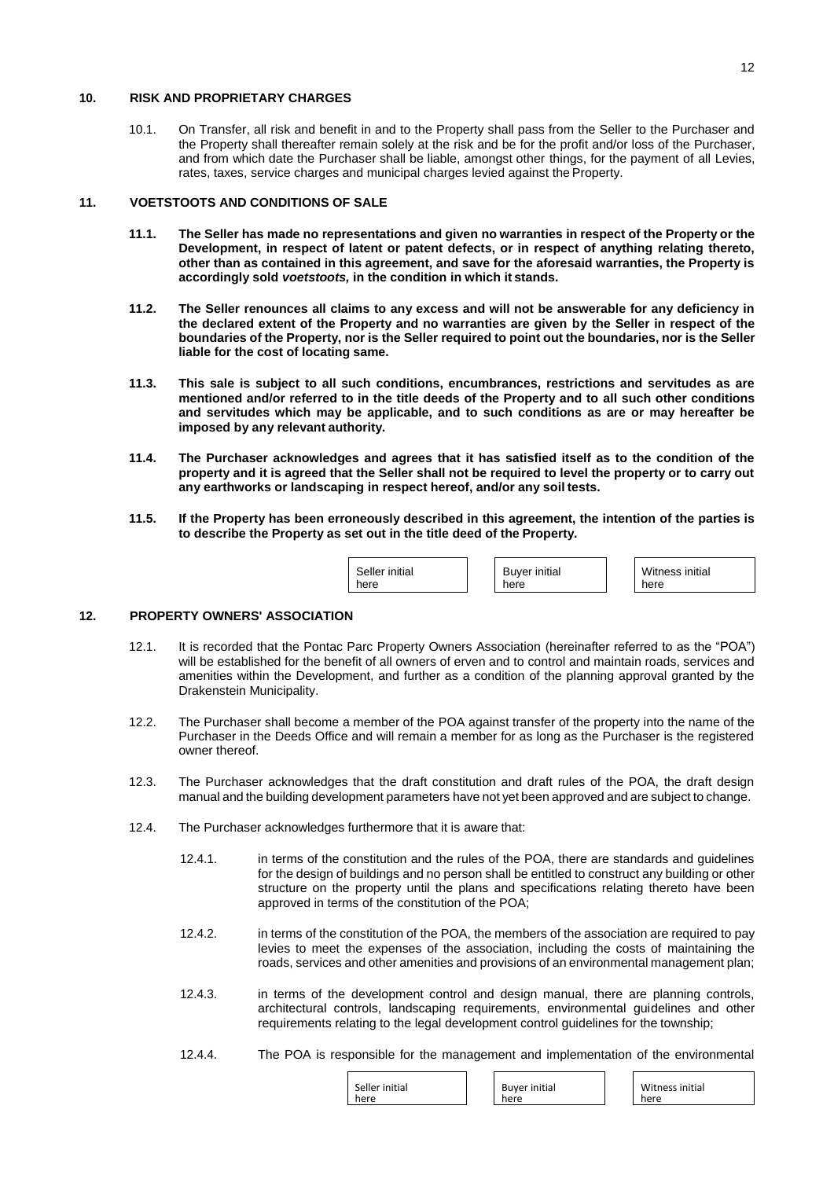## 10. RISK AND PROPRIETARY CHARGES

10.1. On Transfer, all risk and benefit in and to the Property shall pass from the Seller to the Purchaser and the Property shall thereafter remain solely at the risk and be for the profit and/or loss of the Purchaser, and from which date the Purchaser shall be liable, amongst other things, for the payment of all Levies, rates, taxes, service charges and municipal charges levied against the Property.

## 11. VOETSTOOTS AND CONDITIONS OF SALE

**11.1. The Seller has made no representations and given no warranties in respect of the Property or the Development, in respect of latent or patent defects, or in respect of anything relating thereto, other than as contained in this agreement, and save for the aforesaid warranties, the Property is accordingly sold *voetstoots,* in the condition in which it stands.**

**11.2. The Seller renounces all claims to any excess and will not be answerable for any deficiency in the declared extent of the Property and no warranties are given by the Seller in respect of the boundaries of the Property, nor is the Seller required to point out the boundaries, nor is the Seller liable for the cost of locating same.**

**11.3. This sale is subject to all such conditions, encumbrances, restrictions and servitudes as are mentioned and/or referred to in the title deeds of the Property and to all such other conditions and servitudes which may be applicable, and to such conditions as are or may hereafter be imposed by any relevant authority.**

**11.4. The Purchaser acknowledges and agrees that it has satisfied itself as to the condition of the property and it is agreed that the Seller shall not be required to level the property or to carry out any earthworks or landscaping in respect hereof, and/or any soil tests.**

**11.5. If the Property has been erroneously described in this agreement, the intention of the parties is to describe the Property as set out in the title deed of the Property.**

| Seller initial here | Buyer initial here | Witness initial here |
|---|---|---|

## 12. PROPERTY OWNERS' ASSOCIATION

12.1. It is recorded that the Pontac Parc Property Owners Association (hereinafter referred to as the "POA") will be established for the benefit of all owners of erven and to control and maintain roads, services and amenities within the Development, and further as a condition of the planning approval granted by the Drakenstein Municipality.

12.2. The Purchaser shall become a member of the POA against transfer of the property into the name of the Purchaser in the Deeds Office and will remain a member for as long as the Purchaser is the registered owner thereof.

12.3. The Purchaser acknowledges that the draft constitution and draft rules of the POA, the draft design manual and the building development parameters have not yet been approved and are subject to change.

12.4. The Purchaser acknowledges furthermore that it is aware that:

12.4.1. in terms of the constitution and the rules of the POA, there are standards and guidelines for the design of buildings and no person shall be entitled to construct any building or other structure on the property until the plans and specifications relating thereto have been approved in terms of the constitution of the POA;

12.4.2. in terms of the constitution of the POA, the members of the association are required to pay levies to meet the expenses of the association, including the costs of maintaining the roads, services and other amenities and provisions of an environmental management plan;

12.4.3. in terms of the development control and design manual, there are planning controls, architectural controls, landscaping requirements, environmental guidelines and other requirements relating to the legal development control guidelines for the township;

12.4.4. The POA is responsible for the management and implementation of the environmental

| Seller initial here | Buyer initial here | Witness initial here |
|---|---|---|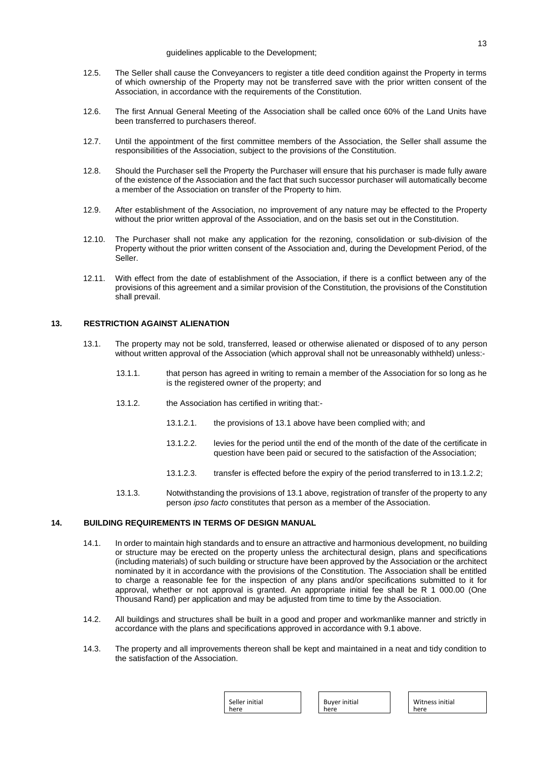guidelines applicable to the Development;

12.5. The Seller shall cause the Conveyancers to register a title deed condition against the Property in terms of which ownership of the Property may not be transferred save with the prior written consent of the Association, in accordance with the requirements of the Constitution.

12.6. The first Annual General Meeting of the Association shall be called once 60% of the Land Units have been transferred to purchasers thereof.

12.7. Until the appointment of the first committee members of the Association, the Seller shall assume the responsibilities of the Association, subject to the provisions of the Constitution.

12.8. Should the Purchaser sell the Property the Purchaser will ensure that his purchaser is made fully aware of the existence of the Association and the fact that such successor purchaser will automatically become a member of the Association on transfer of the Property to him.

12.9. After establishment of the Association, no improvement of any nature may be effected to the Property without the prior written approval of the Association, and on the basis set out in the Constitution.

12.10. The Purchaser shall not make any application for the rezoning, consolidation or sub-division of the Property without the prior written consent of the Association and, during the Development Period, of the Seller.

12.11. With effect from the date of establishment of the Association, if there is a conflict between any of the provisions of this agreement and a similar provision of the Constitution, the provisions of the Constitution shall prevail.

## 13. RESTRICTION AGAINST ALIENATION

13.1. The property may not be sold, transferred, leased or otherwise alienated or disposed of to any person without written approval of the Association (which approval shall not be unreasonably withheld) unless:-

13.1.1. that person has agreed in writing to remain a member of the Association for so long as he is the registered owner of the property; and

13.1.2. the Association has certified in writing that:-

13.1.2.1. the provisions of 13.1 above have been complied with; and

13.1.2.2. levies for the period until the end of the month of the date of the certificate in question have been paid or secured to the satisfaction of the Association;

13.1.2.3. transfer is effected before the expiry of the period transferred to in 13.1.2.2;

13.1.3. Notwithstanding the provisions of 13.1 above, registration of transfer of the property to any person *ipso facto* constitutes that person as a member of the Association.

## 14. BUILDING REQUIREMENTS IN TERMS OF DESIGN MANUAL

14.1. In order to maintain high standards and to ensure an attractive and harmonious development, no building or structure may be erected on the property unless the architectural design, plans and specifications (including materials) of such building or structure have been approved by the Association or the architect nominated by it in accordance with the provisions of the Constitution. The Association shall be entitled to charge a reasonable fee for the inspection of any plans and/or specifications submitted to it for approval, whether or not approval is granted. An appropriate initial fee shall be R 1 000.00 (One Thousand Rand) per application and may be adjusted from time to time by the Association.

14.2. All buildings and structures shall be built in a good and proper and workmanlike manner and strictly in accordance with the plans and specifications approved in accordance with 9.1 above.

14.3. The property and all improvements thereon shall be kept and maintained in a neat and tidy condition to the satisfaction of the Association.

| Seller initial here | Buyer initial here | Witness initial here |
|---|---|---|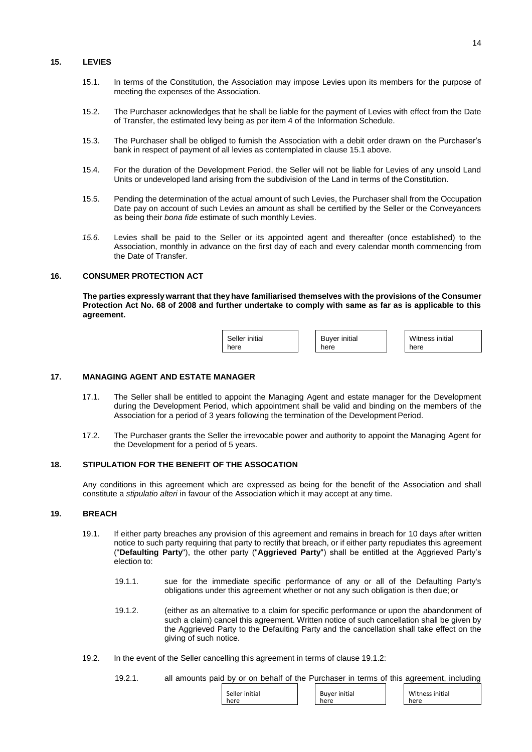## 15. LEVIES

15.1. In terms of the Constitution, the Association may impose Levies upon its members for the purpose of meeting the expenses of the Association.

15.2. The Purchaser acknowledges that he shall be liable for the payment of Levies with effect from the Date of Transfer, the estimated levy being as per item 4 of the Information Schedule.

15.3. The Purchaser shall be obliged to furnish the Association with a debit order drawn on the Purchaser's bank in respect of payment of all levies as contemplated in clause 15.1 above.

15.4. For the duration of the Development Period, the Seller will not be liable for Levies of any unsold Land Units or undeveloped land arising from the subdivision of the Land in terms of the Constitution.

15.5. Pending the determination of the actual amount of such Levies, the Purchaser shall from the Occupation Date pay on account of such Levies an amount as shall be certified by the Seller or the Conveyancers as being their *bona fide* estimate of such monthly Levies.

*15.6.* Levies shall be paid to the Seller or its appointed agent and thereafter (once established) to the Association, monthly in advance on the first day of each and every calendar month commencing from the Date of Transfer.

## 16. CONSUMER PROTECTION ACT

**The parties expressly warrant that they have familiarised themselves with the provisions of the Consumer Protection Act No. 68 of 2008 and further undertake to comply with same as far as is applicable to this agreement.**

| Seller initial here | Buyer initial here | Witness initial here |
|---|---|---|

## 17. MANAGING AGENT AND ESTATE MANAGER

17.1. The Seller shall be entitled to appoint the Managing Agent and estate manager for the Development during the Development Period, which appointment shall be valid and binding on the members of the Association for a period of 3 years following the termination of the Development Period.

17.2. The Purchaser grants the Seller the irrevocable power and authority to appoint the Managing Agent for the Development for a period of 5 years.

## 18. STIPULATION FOR THE BENEFIT OF THE ASSOCATION

Any conditions in this agreement which are expressed as being for the benefit of the Association and shall constitute a *stipulatio alteri* in favour of the Association which it may accept at any time.

## 19. BREACH

19.1. If either party breaches any provision of this agreement and remains in breach for 10 days after written notice to such party requiring that party to rectify that breach, or if either party repudiates this agreement ("**Defaulting Party**"), the other party ("**Aggrieved Party**") shall be entitled at the Aggrieved Party's election to:

19.1.1. sue for the immediate specific performance of any or all of the Defaulting Party's obligations under this agreement whether or not any such obligation is then due; or

19.1.2. (either as an alternative to a claim for specific performance or upon the abandonment of such a claim) cancel this agreement. Written notice of such cancellation shall be given by the Aggrieved Party to the Defaulting Party and the cancellation shall take effect on the giving of such notice.

19.2. In the event of the Seller cancelling this agreement in terms of clause 19.1.2:

19.2.1. all amounts paid by or on behalf of the Purchaser in terms of this agreement, including

| Seller initial here | Buyer initial here | Witness initial here |
|---|---|---|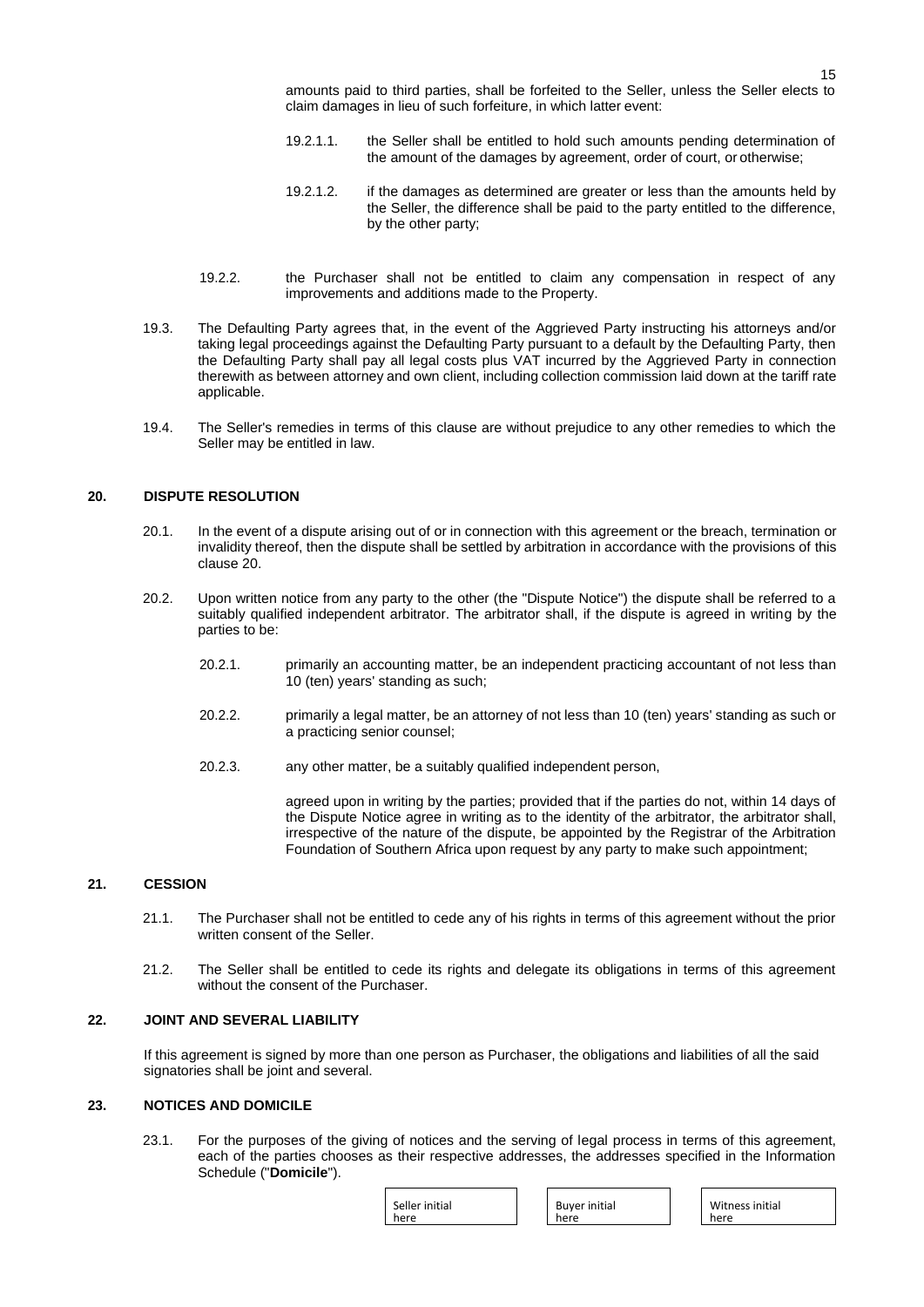amounts paid to third parties, shall be forfeited to the Seller, unless the Seller elects to claim damages in lieu of such forfeiture, in which latter event:

19.2.1.1. the Seller shall be entitled to hold such amounts pending determination of the amount of the damages by agreement, order of court, or otherwise;

19.2.1.2. if the damages as determined are greater or less than the amounts held by the Seller, the difference shall be paid to the party entitled to the difference, by the other party;

19.2.2. the Purchaser shall not be entitled to claim any compensation in respect of any improvements and additions made to the Property.

19.3. The Defaulting Party agrees that, in the event of the Aggrieved Party instructing his attorneys and/or taking legal proceedings against the Defaulting Party pursuant to a default by the Defaulting Party, then the Defaulting Party shall pay all legal costs plus VAT incurred by the Aggrieved Party in connection therewith as between attorney and own client, including collection commission laid down at the tariff rate applicable.

19.4. The Seller's remedies in terms of this clause are without prejudice to any other remedies to which the Seller may be entitled in law.

## 20. DISPUTE RESOLUTION

20.1. In the event of a dispute arising out of or in connection with this agreement or the breach, termination or invalidity thereof, then the dispute shall be settled by arbitration in accordance with the provisions of this clause 20.

20.2. Upon written notice from any party to the other (the "Dispute Notice") the dispute shall be referred to a suitably qualified independent arbitrator. The arbitrator shall, if the dispute is agreed in writing by the parties to be:

20.2.1. primarily an accounting matter, be an independent practicing accountant of not less than 10 (ten) years' standing as such;

20.2.2. primarily a legal matter, be an attorney of not less than 10 (ten) years' standing as such or a practicing senior counsel;

20.2.3. any other matter, be a suitably qualified independent person,

agreed upon in writing by the parties; provided that if the parties do not, within 14 days of the Dispute Notice agree in writing as to the identity of the arbitrator, the arbitrator shall, irrespective of the nature of the dispute, be appointed by the Registrar of the Arbitration Foundation of Southern Africa upon request by any party to make such appointment;

## 21. CESSION

21.1. The Purchaser shall not be entitled to cede any of his rights in terms of this agreement without the prior written consent of the Seller.

21.2. The Seller shall be entitled to cede its rights and delegate its obligations in terms of this agreement without the consent of the Purchaser.

## 22. JOINT AND SEVERAL LIABILITY

If this agreement is signed by more than one person as Purchaser, the obligations and liabilities of all the said signatories shall be joint and several.

## 23. NOTICES AND DOMICILE

23.1. For the purposes of the giving of notices and the serving of legal process in terms of this agreement, each of the parties chooses as their respective addresses, the addresses specified in the Information Schedule ("**Domicile**").

| Seller initial here | Buyer initial here | Witness initial here |
|---|---|---|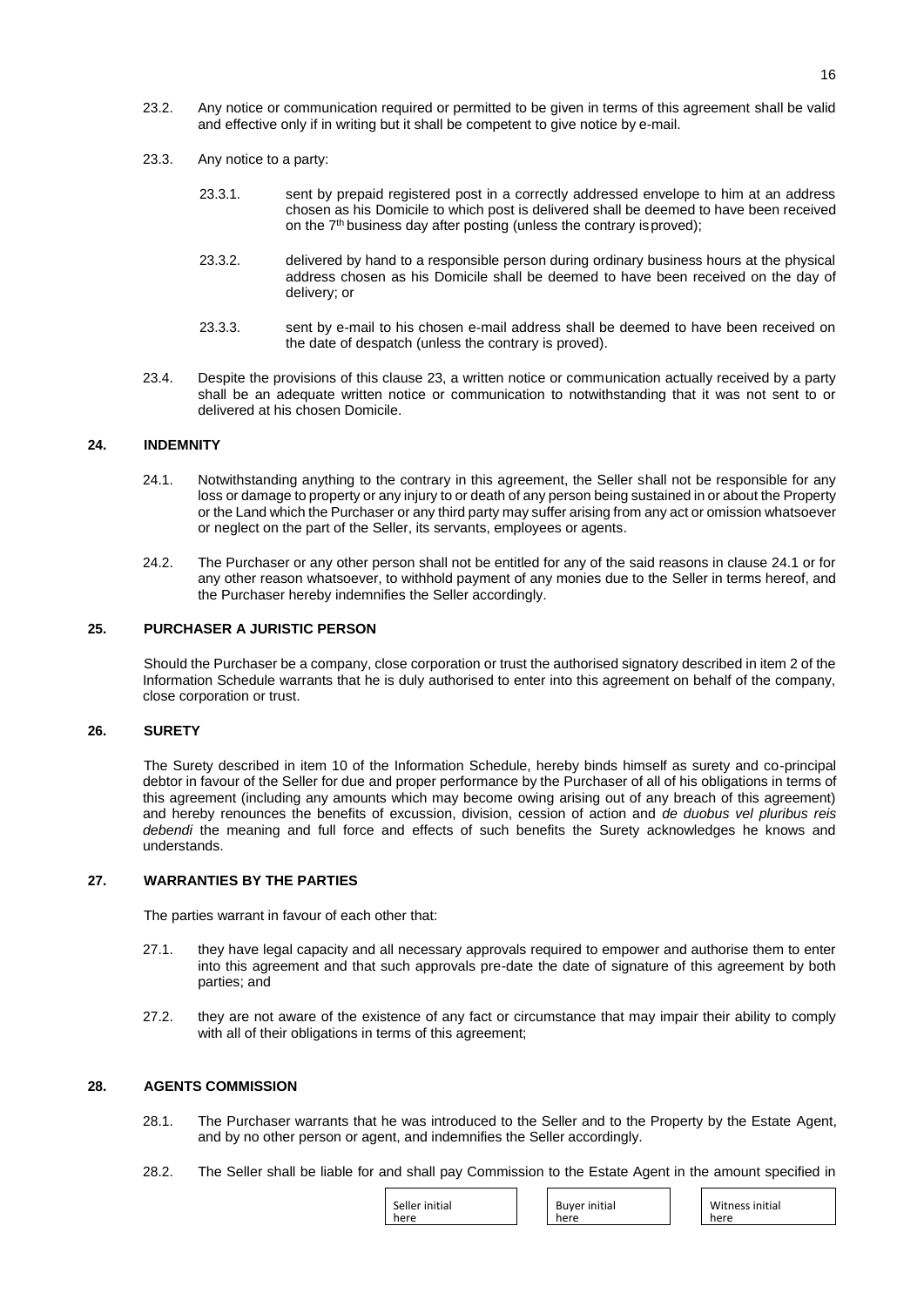23.2. Any notice or communication required or permitted to be given in terms of this agreement shall be valid and effective only if in writing but it shall be competent to give notice by e-mail.

23.3. Any notice to a party:

23.3.1. sent by prepaid registered post in a correctly addressed envelope to him at an address chosen as his Domicile to which post is delivered shall be deemed to have been received on the 7th business day after posting (unless the contrary is proved);

23.3.2. delivered by hand to a responsible person during ordinary business hours at the physical address chosen as his Domicile shall be deemed to have been received on the day of delivery; or

23.3.3. sent by e-mail to his chosen e-mail address shall be deemed to have been received on the date of despatch (unless the contrary is proved).

23.4. Despite the provisions of this clause 23, a written notice or communication actually received by a party shall be an adequate written notice or communication to notwithstanding that it was not sent to or delivered at his chosen Domicile.

## 24. INDEMNITY

24.1. Notwithstanding anything to the contrary in this agreement, the Seller shall not be responsible for any loss or damage to property or any injury to or death of any person being sustained in or about the Property or the Land which the Purchaser or any third party may suffer arising from any act or omission whatsoever or neglect on the part of the Seller, its servants, employees or agents.

24.2. The Purchaser or any other person shall not be entitled for any of the said reasons in clause 24.1 or for any other reason whatsoever, to withhold payment of any monies due to the Seller in terms hereof, and the Purchaser hereby indemnifies the Seller accordingly.

## 25. PURCHASER A JURISTIC PERSON

Should the Purchaser be a company, close corporation or trust the authorised signatory described in item 2 of the Information Schedule warrants that he is duly authorised to enter into this agreement on behalf of the company, close corporation or trust.

## 26. SURETY

The Surety described in item 10 of the Information Schedule, hereby binds himself as surety and co-principal debtor in favour of the Seller for due and proper performance by the Purchaser of all of his obligations in terms of this agreement (including any amounts which may become owing arising out of any breach of this agreement) and hereby renounces the benefits of excussion, division, cession of action and *de duobus vel pluribus reis debendi* the meaning and full force and effects of such benefits the Surety acknowledges he knows and understands.

## 27. WARRANTIES BY THE PARTIES

The parties warrant in favour of each other that:

27.1. they have legal capacity and all necessary approvals required to empower and authorise them to enter into this agreement and that such approvals pre-date the date of signature of this agreement by both parties; and

27.2. they are not aware of the existence of any fact or circumstance that may impair their ability to comply with all of their obligations in terms of this agreement;

## 28. AGENTS COMMISSION

28.1. The Purchaser warrants that he was introduced to the Seller and to the Property by the Estate Agent, and by no other person or agent, and indemnifies the Seller accordingly.

28.2. The Seller shall be liable for and shall pay Commission to the Estate Agent in the amount specified in

| Seller initial here | Buyer initial here | Witness initial here |
|---|---|---|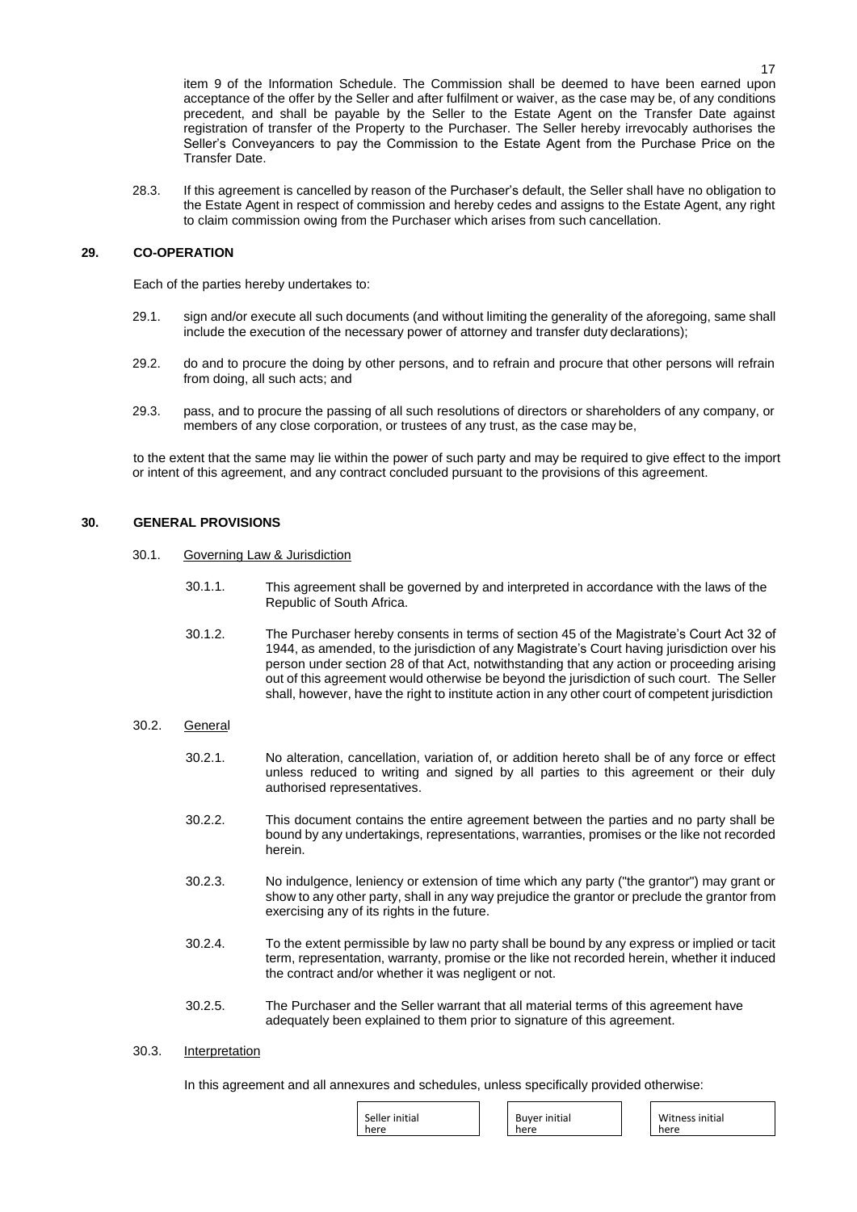item 9 of the Information Schedule. The Commission shall be deemed to have been earned upon acceptance of the offer by the Seller and after fulfilment or waiver, as the case may be, of any conditions precedent, and shall be payable by the Seller to the Estate Agent on the Transfer Date against registration of transfer of the Property to the Purchaser. The Seller hereby irrevocably authorises the Seller's Conveyancers to pay the Commission to the Estate Agent from the Purchase Price on the Transfer Date.

28.3. If this agreement is cancelled by reason of the Purchaser's default, the Seller shall have no obligation to the Estate Agent in respect of commission and hereby cedes and assigns to the Estate Agent, any right to claim commission owing from the Purchaser which arises from such cancellation.

**29. CO-OPERATION**

Each of the parties hereby undertakes to:

29.1. sign and/or execute all such documents (and without limiting the generality of the aforegoing, same shall include the execution of the necessary power of attorney and transfer duty declarations);

29.2. do and to procure the doing by other persons, and to refrain and procure that other persons will refrain from doing, all such acts; and

29.3. pass, and to procure the passing of all such resolutions of directors or shareholders of any company, or members of any close corporation, or trustees of any trust, as the case may be,

to the extent that the same may lie within the power of such party and may be required to give effect to the import or intent of this agreement, and any contract concluded pursuant to the provisions of this agreement.

**30. GENERAL PROVISIONS**

30.1. Governing Law & Jurisdiction

30.1.1. This agreement shall be governed by and interpreted in accordance with the laws of the Republic of South Africa.

30.1.2. The Purchaser hereby consents in terms of section 45 of the Magistrate's Court Act 32 of 1944, as amended, to the jurisdiction of any Magistrate's Court having jurisdiction over his person under section 28 of that Act, notwithstanding that any action or proceeding arising out of this agreement would otherwise be beyond the jurisdiction of such court. The Seller shall, however, have the right to institute action in any other court of competent jurisdiction

30.2. General

30.2.1. No alteration, cancellation, variation of, or addition hereto shall be of any force or effect unless reduced to writing and signed by all parties to this agreement or their duly authorised representatives.

30.2.2. This document contains the entire agreement between the parties and no party shall be bound by any undertakings, representations, warranties, promises or the like not recorded herein.

30.2.3. No indulgence, leniency or extension of time which any party ("the grantor") may grant or show to any other party, shall in any way prejudice the grantor or preclude the grantor from exercising any of its rights in the future.

30.2.4. To the extent permissible by law no party shall be bound by any express or implied or tacit term, representation, warranty, promise or the like not recorded herein, whether it induced the contract and/or whether it was negligent or not.

30.2.5. The Purchaser and the Seller warrant that all material terms of this agreement have adequately been explained to them prior to signature of this agreement.

30.3. Interpretation

In this agreement and all annexures and schedules, unless specifically provided otherwise:

| Seller initial here | Buyer initial here | Witness initial here |
|---|---|---|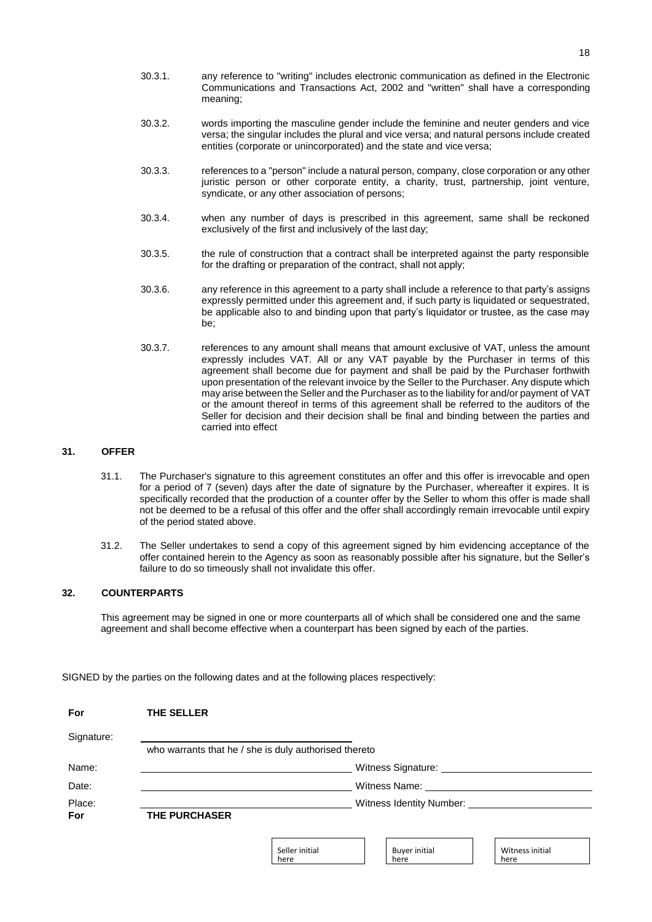30.3.1. any reference to "writing" includes electronic communication as defined in the Electronic Communications and Transactions Act, 2002 and "written" shall have a corresponding meaning;

30.3.2. words importing the masculine gender include the feminine and neuter genders and vice versa; the singular includes the plural and vice versa; and natural persons include created entities (corporate or unincorporated) and the state and vice versa;

30.3.3. references to a "person" include a natural person, company, close corporation or any other juristic person or other corporate entity, a charity, trust, partnership, joint venture, syndicate, or any other association of persons;

30.3.4. when any number of days is prescribed in this agreement, same shall be reckoned exclusively of the first and inclusively of the last day;

30.3.5. the rule of construction that a contract shall be interpreted against the party responsible for the drafting or preparation of the contract, shall not apply;

30.3.6. any reference in this agreement to a party shall include a reference to that party's assigns expressly permitted under this agreement and, if such party is liquidated or sequestrated, be applicable also to and binding upon that party's liquidator or trustee, as the case may be;

30.3.7. references to any amount shall means that amount exclusive of VAT, unless the amount expressly includes VAT. All or any VAT payable by the Purchaser in terms of this agreement shall become due for payment and shall be paid by the Purchaser forthwith upon presentation of the relevant invoice by the Seller to the Purchaser. Any dispute which may arise between the Seller and the Purchaser as to the liability for and/or payment of VAT or the amount thereof in terms of this agreement shall be referred to the auditors of the Seller for decision and their decision shall be final and binding between the parties and carried into effect

## 31. OFFER

31.1. The Purchaser's signature to this agreement constitutes an offer and this offer is irrevocable and open for a period of 7 (seven) days after the date of signature by the Purchaser, whereafter it expires. It is specifically recorded that the production of a counter offer by the Seller to whom this offer is made shall not be deemed to be a refusal of this offer and the offer shall accordingly remain irrevocable until expiry of the period stated above.

31.2. The Seller undertakes to send a copy of this agreement signed by him evidencing acceptance of the offer contained herein to the Agency as soon as reasonably possible after his signature, but the Seller's failure to do so timeously shall not invalidate this offer.

## 32. COUNTERPARTS

This agreement may be signed in one or more counterparts all of which shall be considered one and the same agreement and shall become effective when a counterpart has been signed by each of the parties.

SIGNED by the parties on the following dates and at the following places respectively:

**For** **THE SELLER**

Signature: ______________________________
who warrants that he / she is duly authorised thereto

Name: ______________________________ Witness Signature: ______________________________

Date: ______________________________ Witness Name: ______________________________

Place: ______________________________ Witness Identity Number: ______________________________

**For** **THE PURCHASER**

| Seller initial here | Buyer initial here | Witness initial here |
|---|---|---|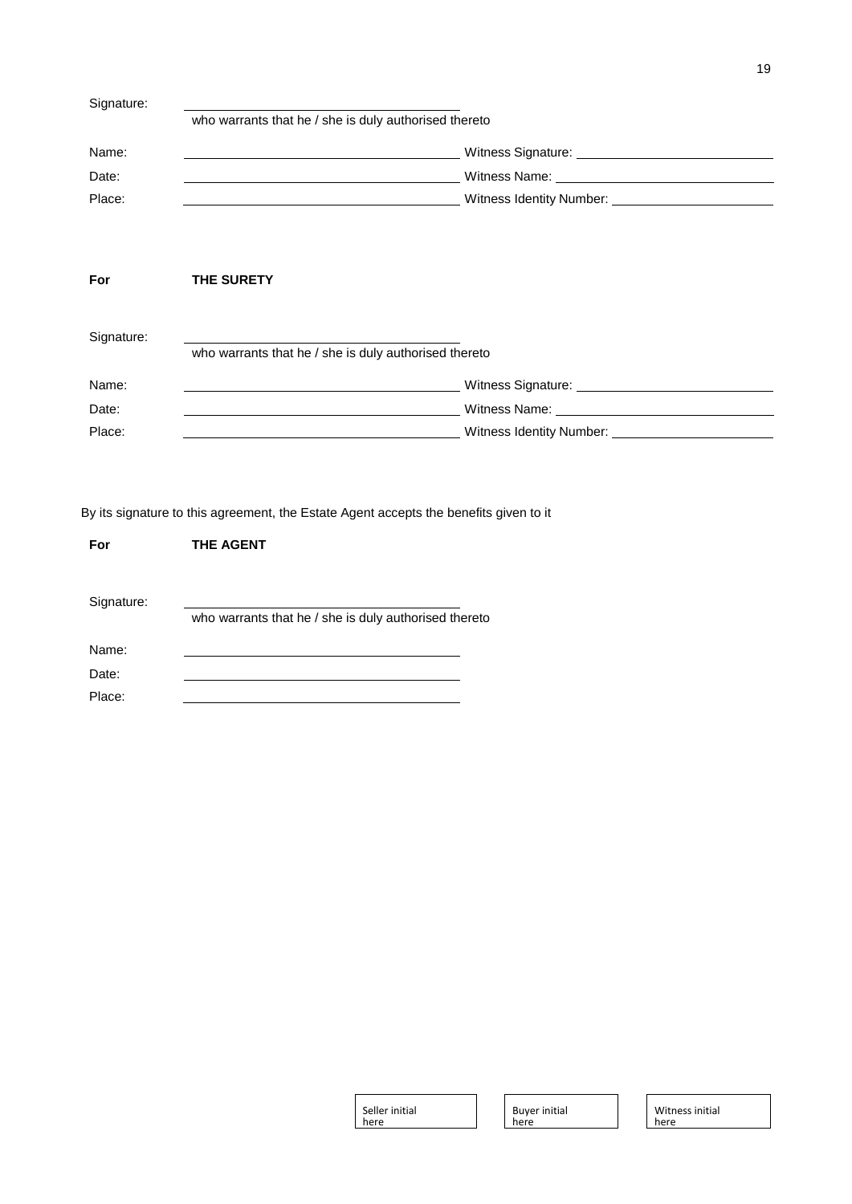Signature: \_\_\_\_\_\_\_\_\_\_\_\_\_\_\_\_\_\_\_\_\_\_\_\_\_\_\_\_\_\_\_\_\_\_\_\_
who warrants that he / she is duly authorised thereto

| | | |
|---|---|---|
| Name: | | Witness Signature: |
| Date: | | Witness Name: |
| Place: | | Witness Identity Number: |

**For** **THE SURETY**

Signature: \_\_\_\_\_\_\_\_\_\_\_\_\_\_\_\_\_\_\_\_\_\_\_\_\_\_\_\_\_\_\_\_\_\_\_\_
who warrants that he / she is duly authorised thereto

| | | |
|---|---|---|
| Name: | | Witness Signature: |
| Date: | | Witness Name: |
| Place: | | Witness Identity Number: |

By its signature to this agreement, the Estate Agent accepts the benefits given to it

**For** **THE AGENT**

Signature: \_\_\_\_\_\_\_\_\_\_\_\_\_\_\_\_\_\_\_\_\_\_\_\_\_\_\_\_\_\_\_\_\_\_\_\_
who warrants that he / she is duly authorised thereto

Name: \_\_\_\_\_\_\_\_\_\_\_\_\_\_\_\_\_\_\_\_\_\_\_\_\_\_\_\_\_\_\_\_\_\_\_\_

Date: \_\_\_\_\_\_\_\_\_\_\_\_\_\_\_\_\_\_\_\_\_\_\_\_\_\_\_\_\_\_\_\_\_\_\_\_

Place: \_\_\_\_\_\_\_\_\_\_\_\_\_\_\_\_\_\_\_\_\_\_\_\_\_\_\_\_\_\_\_\_\_\_\_\_

| Seller initial here | Buyer initial here | Witness initial here |
|---|---|---|
| | | |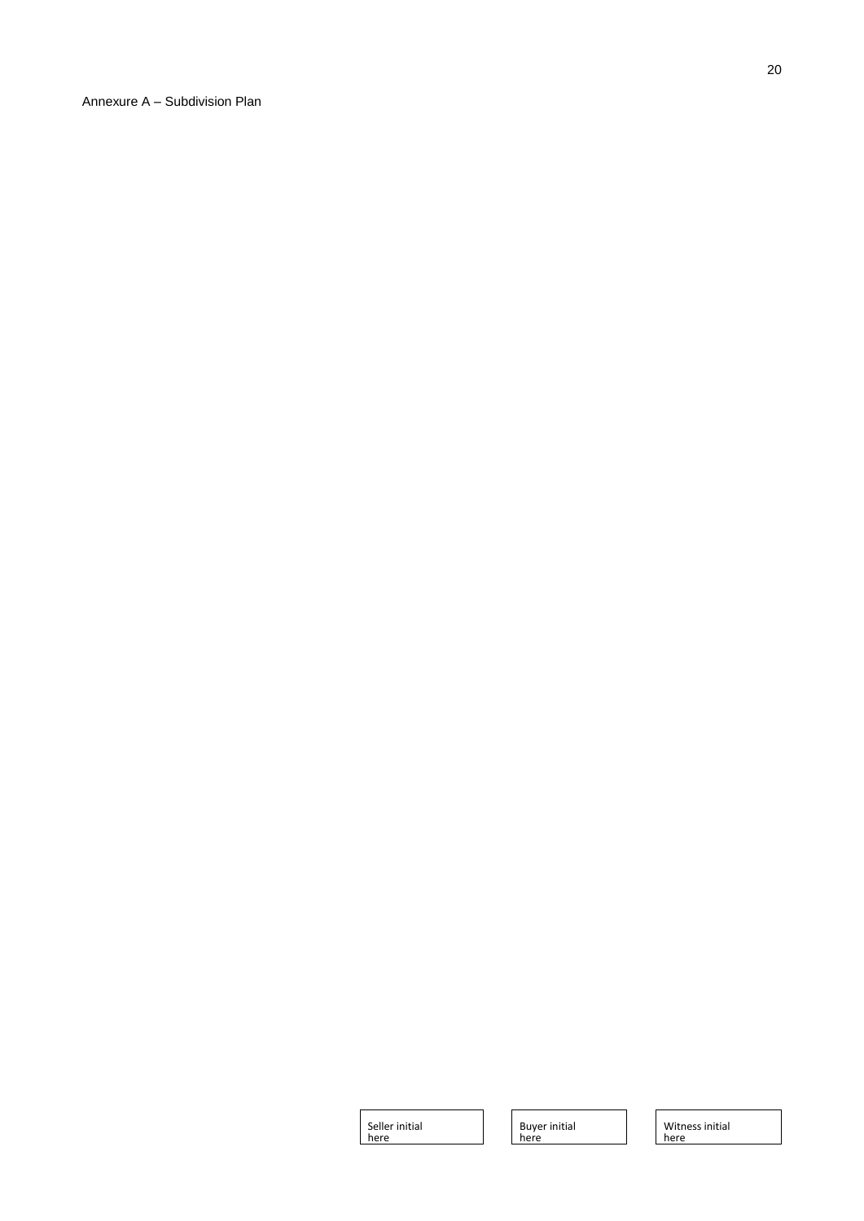Annexure A – Subdivision Plan

| Seller initial here | Buyer initial here | Witness initial here |
| --- | --- | --- |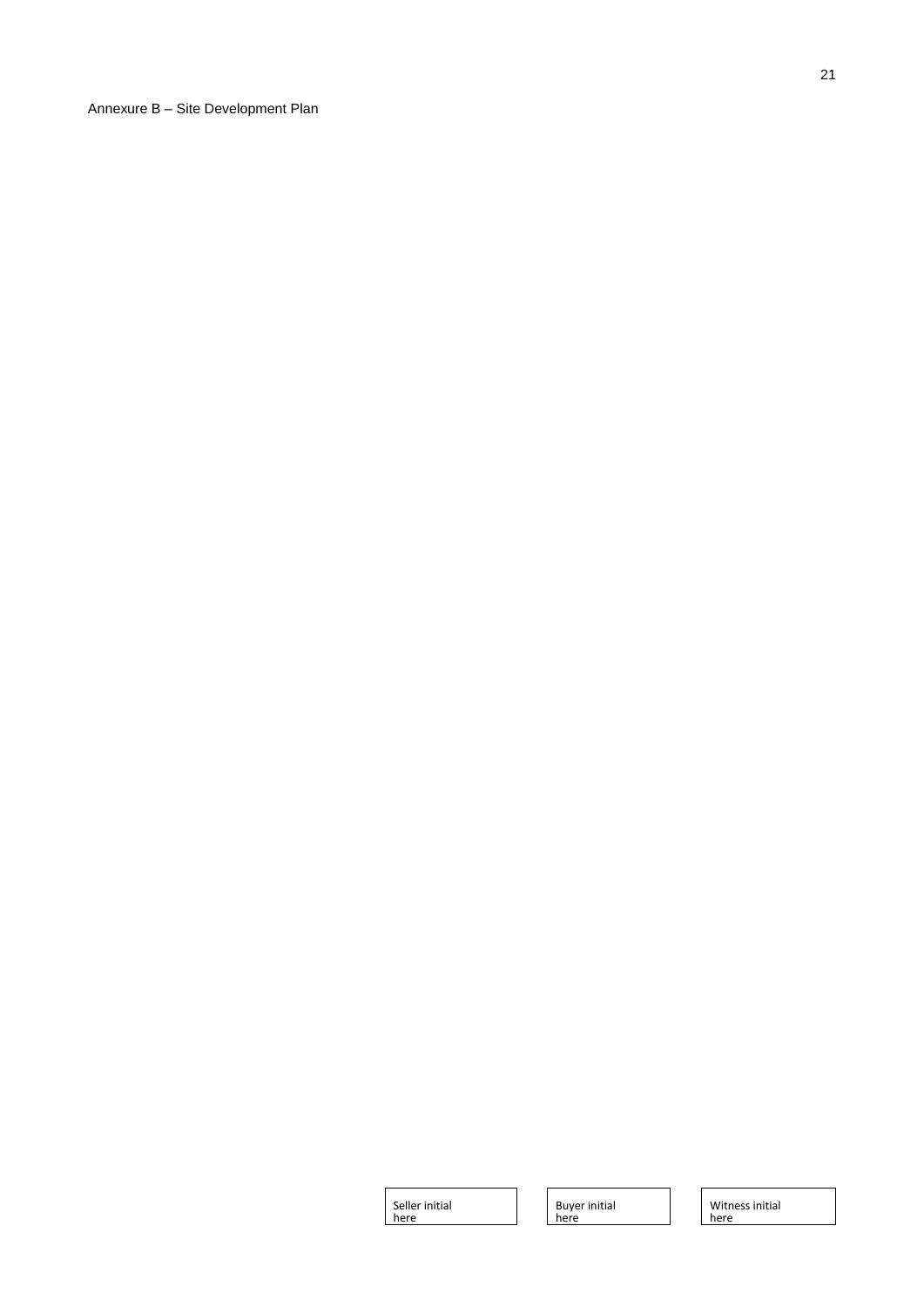Annexure B – Site Development Plan

| Seller initial here | Buyer initial here | Witness initial here |
|---|---|---|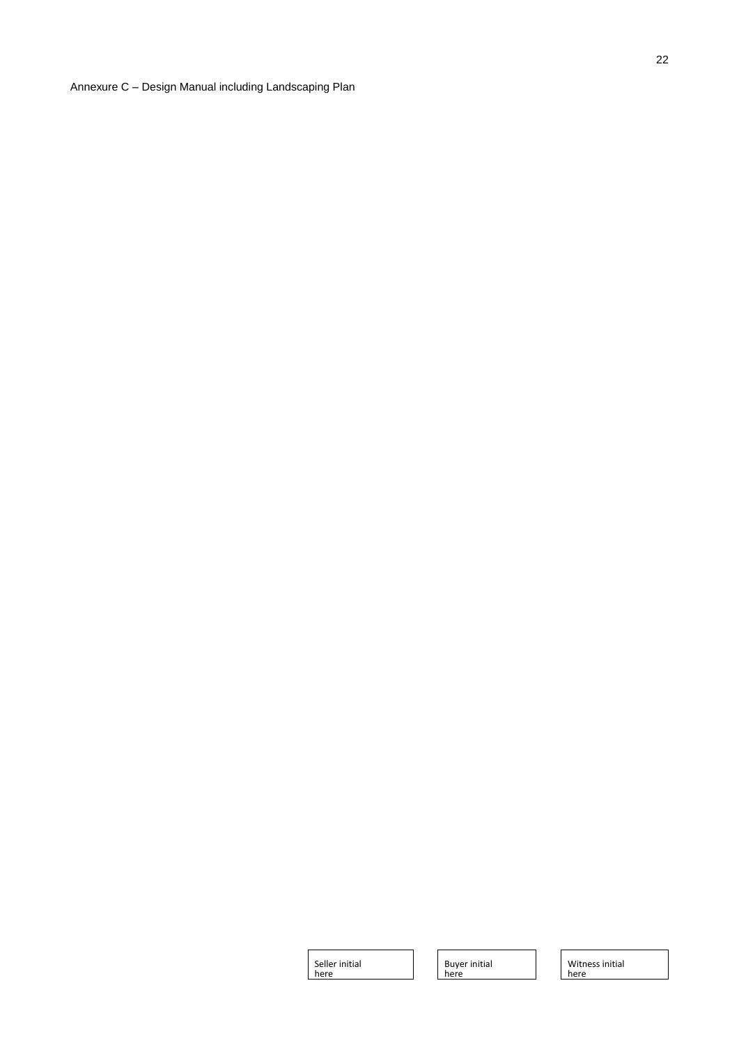Annexure C – Design Manual including Landscaping Plan

| Seller initial here | Buyer initial here | Witness initial here |
| --- | --- | --- |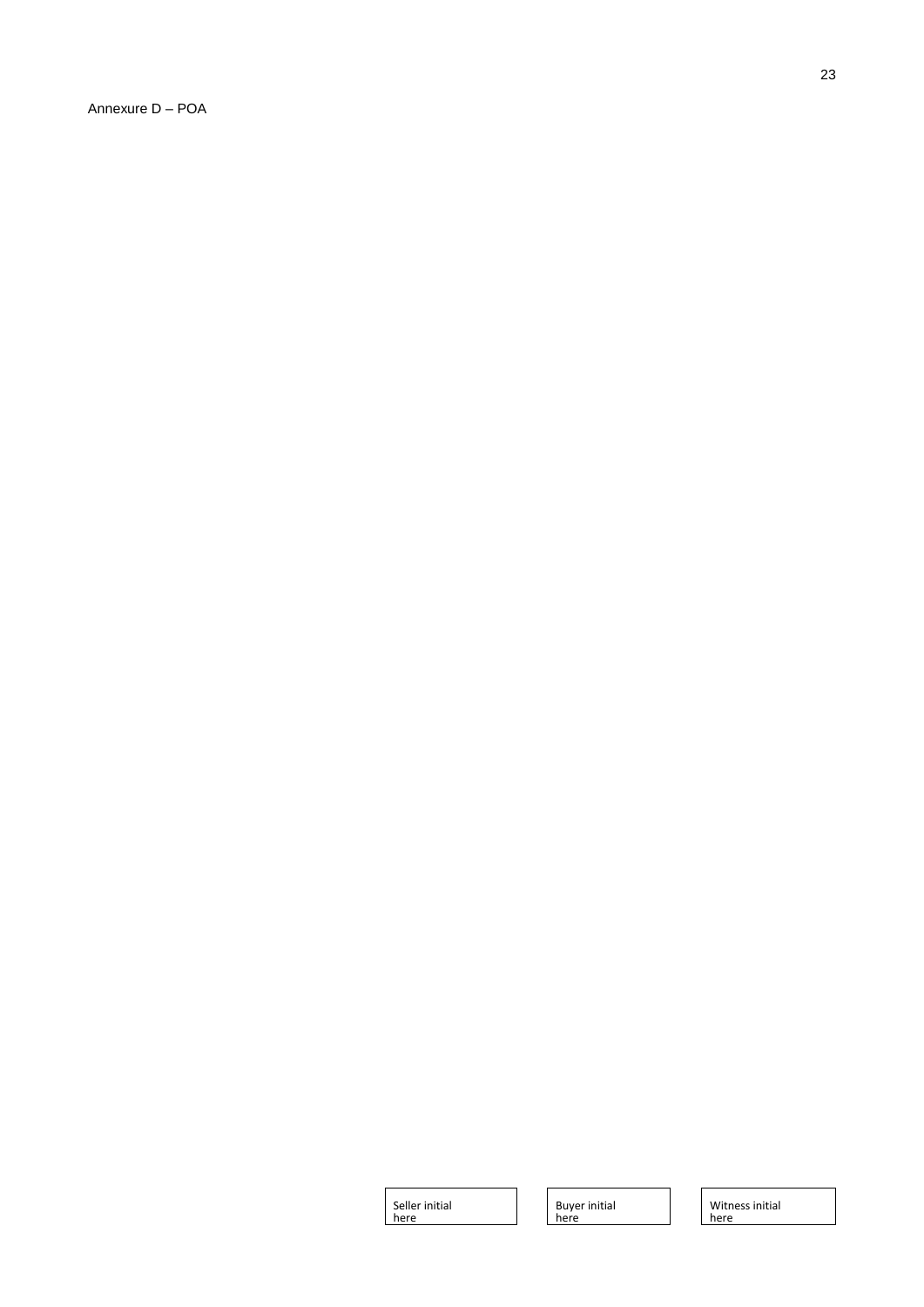Annexure D – POA

| Seller initial here | Buyer initial here | Witness initial here |
|---|---|---|
| | | |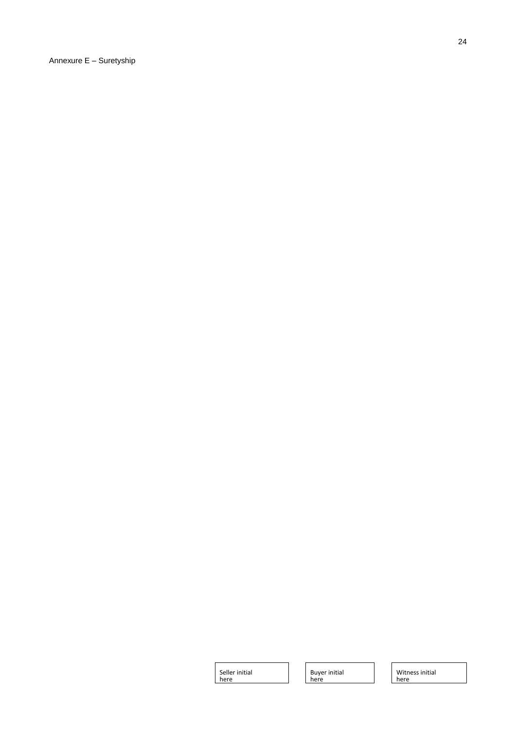Annexure E – Suretyship

| Seller initial here | Buyer initial here | Witness initial here |
| --- | --- | --- |